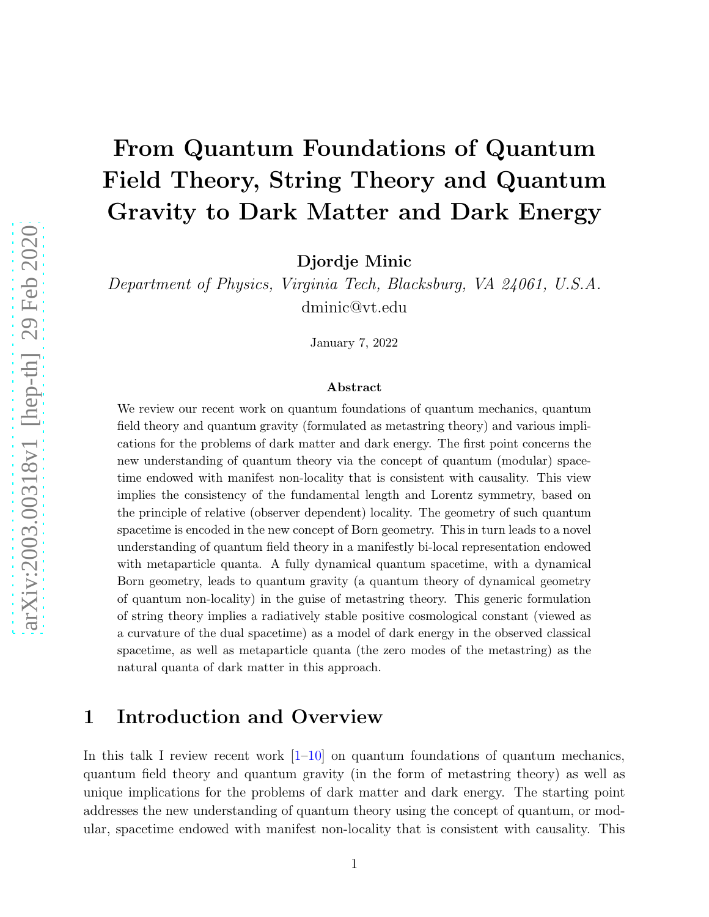# From Quantum Foundations of Quantum Field Theory, String Theory and Quantum Gravity to Dark Matter and Dark Energy

**Djordje Minic**

*Department of Physics, Virginia Tech, Blacksburg, VA 24061, U.S.A.*
dminic@vt.edu

January 7, 2022

### Abstract

We review our recent work on quantum foundations of quantum mechanics, quantum field theory and quantum gravity (formulated as metastring theory) and various implications for the problems of dark matter and dark energy. The first point concerns the new understanding of quantum theory via the concept of quantum (modular) spacetime endowed with manifest non-locality that is consistent with causality. This view implies the consistency of the fundamental length and Lorentz symmetry, based on the principle of relative (observer dependent) locality. The geometry of such quantum spacetime is encoded in the new concept of Born geometry. This in turn leads to a novel understanding of quantum field theory in a manifestly bi-local representation endowed with metaparticle quanta. A fully dynamical quantum spacetime, with a dynamical Born geometry, leads to quantum gravity (a quantum theory of dynamical geometry of quantum non-locality) in the guise of metastring theory. This generic formulation of string theory implies a radiatively stable positive cosmological constant (viewed as a curvature of the dual spacetime) as a model of dark energy in the observed classical spacetime, as well as metaparticle quanta (the zero modes of the metastring) as the natural quanta of dark matter in this approach.

## 1 Introduction and Overview

In this talk I review recent work [1–10] on quantum foundations of quantum mechanics, quantum field theory and quantum gravity (in the form of metastring theory) as well as unique implications for the problems of dark matter and dark energy. The starting point addresses the new understanding of quantum theory using the concept of quantum, or modular, spacetime endowed with manifest non-locality that is consistent with causality. This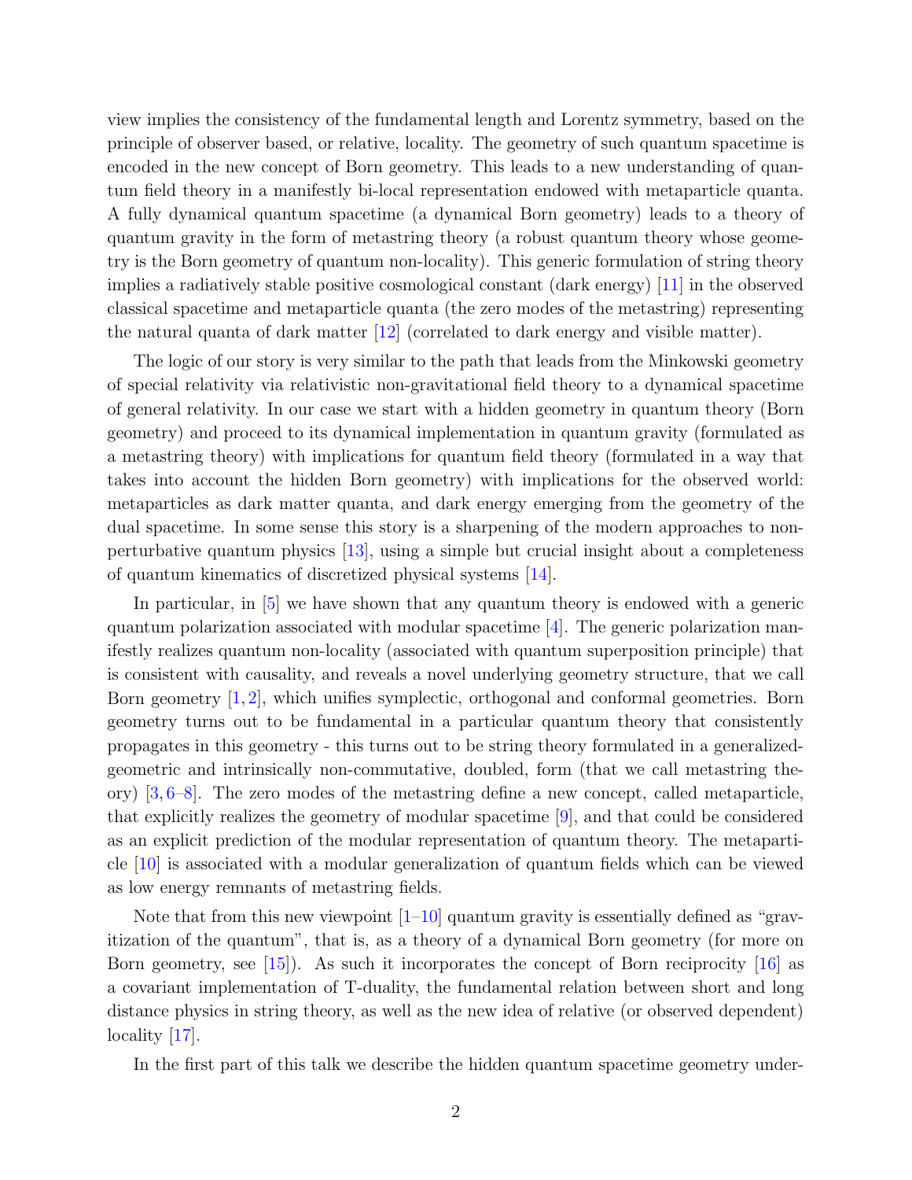view implies the consistency of the fundamental length and Lorentz symmetry, based on the principle of observer based, or relative, locality. The geometry of such quantum spacetime is encoded in the new concept of Born geometry. This leads to a new understanding of quantum field theory in a manifestly bi-local representation endowed with metaparticle quanta. A fully dynamical quantum spacetime (a dynamical Born geometry) leads to a theory of quantum gravity in the form of metastring theory (a robust quantum theory whose geometry is the Born geometry of quantum non-locality). This generic formulation of string theory implies a radiatively stable positive cosmological constant (dark energy) [11] in the observed classical spacetime and metaparticle quanta (the zero modes of the metastring) representing the natural quanta of dark matter [12] (correlated to dark energy and visible matter).

The logic of our story is very similar to the path that leads from the Minkowski geometry of special relativity via relativistic non-gravitational field theory to a dynamical spacetime of general relativity. In our case we start with a hidden geometry in quantum theory (Born geometry) and proceed to its dynamical implementation in quantum gravity (formulated as a metastring theory) with implications for quantum field theory (formulated in a way that takes into account the hidden Born geometry) with implications for the observed world: metaparticles as dark matter quanta, and dark energy emerging from the geometry of the dual spacetime. In some sense this story is a sharpening of the modern approaches to non-perturbative quantum physics [13], using a simple but crucial insight about a completeness of quantum kinematics of discretized physical systems [14].

In particular, in [5] we have shown that any quantum theory is endowed with a generic quantum polarization associated with modular spacetime [4]. The generic polarization manifestly realizes quantum non-locality (associated with quantum superposition principle) that is consistent with causality, and reveals a novel underlying geometry structure, that we call Born geometry [1, 2], which unifies symplectic, orthogonal and conformal geometries. Born geometry turns out to be fundamental in a particular quantum theory that consistently propagates in this geometry - this turns out to be string theory formulated in a generalized-geometric and intrinsically non-commutative, doubled, form (that we call metastring theory) [3, 6–8]. The zero modes of the metastring define a new concept, called metaparticle, that explicitly realizes the geometry of modular spacetime [9], and that could be considered as an explicit prediction of the modular representation of quantum theory. The metaparticle [10] is associated with a modular generalization of quantum fields which can be viewed as low energy remnants of metastring fields.

Note that from this new viewpoint [1–10] quantum gravity is essentially defined as "gravitization of the quantum", that is, as a theory of a dynamical Born geometry (for more on Born geometry, see [15]). As such it incorporates the concept of Born reciprocity [16] as a covariant implementation of T-duality, the fundamental relation between short and long distance physics in string theory, as well as the new idea of relative (or observed dependent) locality [17].

In the first part of this talk we describe the hidden quantum spacetime geometry under-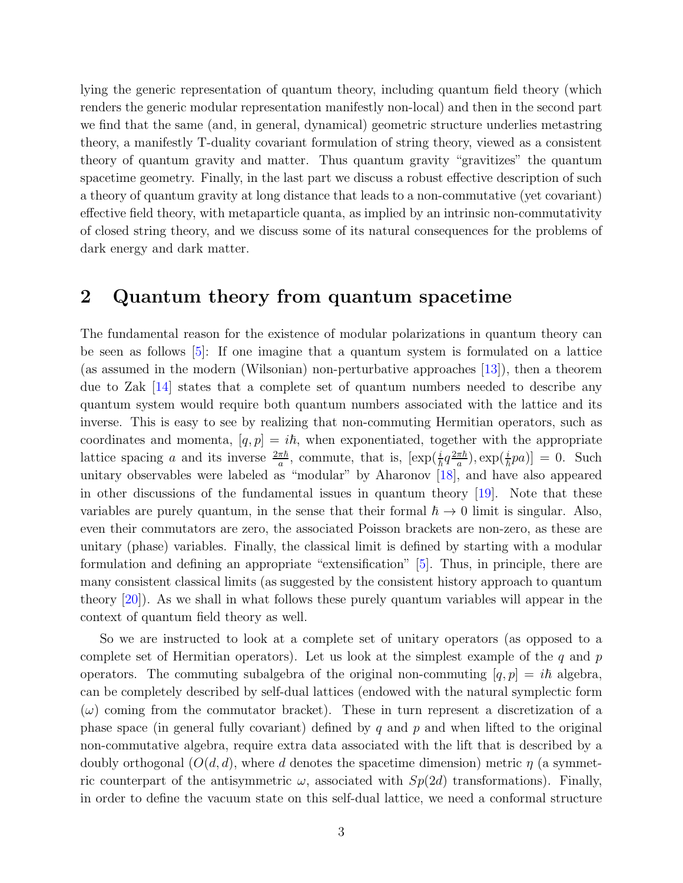lying the generic representation of quantum theory, including quantum field theory (which renders the generic modular representation manifestly non-local) and then in the second part we find that the same (and, in general, dynamical) geometric structure underlies metastring theory, a manifestly T-duality covariant formulation of string theory, viewed as a consistent theory of quantum gravity and matter. Thus quantum gravity "gravitizes" the quantum spacetime geometry. Finally, in the last part we discuss a robust effective description of such a theory of quantum gravity at long distance that leads to a non-commutative (yet covariant) effective field theory, with metaparticle quanta, as implied by an intrinsic non-commutativity of closed string theory, and we discuss some of its natural consequences for the problems of dark energy and dark matter.

## 2 Quantum theory from quantum spacetime

The fundamental reason for the existence of modular polarizations in quantum theory can be seen as follows [5]: If one imagine that a quantum system is formulated on a lattice (as assumed in the modern (Wilsonian) non-perturbative approaches [13]), then a theorem due to Zak [14] states that a complete set of quantum numbers needed to describe any quantum system would require both quantum numbers associated with the lattice and its inverse. This is easy to see by realizing that non-commuting Hermitian operators, such as coordinates and momenta, $[q, p] = i\hbar$, when exponentiated, together with the appropriate lattice spacing $a$ and its inverse $\frac{2\pi\hbar}{a}$, commute, that is, $[\exp(\frac{i}{\hbar} q \frac{2\pi\hbar}{a}), \exp(\frac{i}{\hbar} pa)] = 0$. Such unitary observables were labeled as "modular" by Aharonov [18], and have also appeared in other discussions of the fundamental issues in quantum theory [19]. Note that these variables are purely quantum, in the sense that their formal $\hbar \to 0$ limit is singular. Also, even their commutators are zero, the associated Poisson brackets are non-zero, as these are unitary (phase) variables. Finally, the classical limit is defined by starting with a modular formulation and defining an appropriate "extensification" [5]. Thus, in principle, there are many consistent classical limits (as suggested by the consistent history approach to quantum theory [20]). As we shall in what follows these purely quantum variables will appear in the context of quantum field theory as well.

So we are instructed to look at a complete set of unitary operators (as opposed to a complete set of Hermitian operators). Let us look at the simplest example of the $q$ and $p$ operators. The commuting subalgebra of the original non-commuting $[q, p] = i\hbar$ algebra, can be completely described by self-dual lattices (endowed with the natural symplectic form ($\omega$) coming from the commutator bracket). These in turn represent a discretization of a phase space (in general fully covariant) defined by $q$ and $p$ and when lifted to the original non-commutative algebra, require extra data associated with the lift that is described by a doubly orthogonal ($O(d, d)$, where $d$ denotes the spacetime dimension) metric $\eta$ (a symmetric counterpart of the antisymmetric $\omega$, associated with $Sp(2d)$ transformations). Finally, in order to define the vacuum state on this self-dual lattice, we need a conformal structure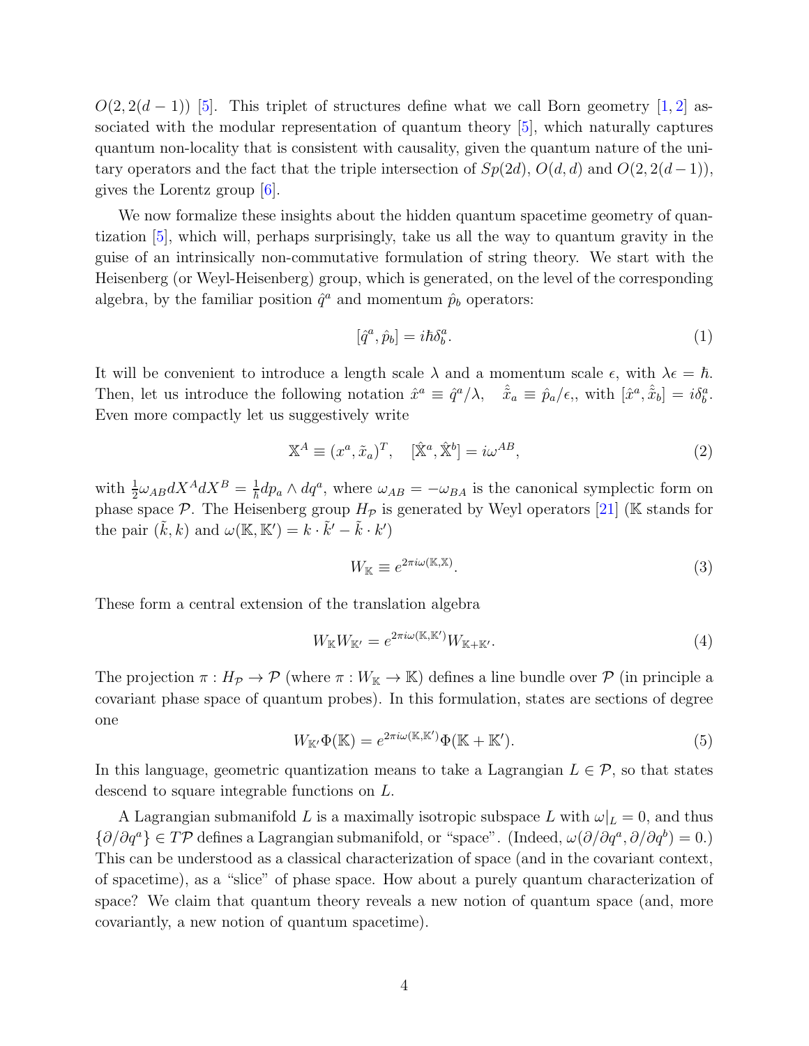$O(2,2(d-1))$ [5]. This triplet of structures define what we call Born geometry [1, 2] associated with the modular representation of quantum theory [5], which naturally captures quantum non-locality that is consistent with causality, given the quantum nature of the unitary operators and the fact that the triple intersection of $Sp(2d)$, $O(d,d)$ and $O(2,2(d-1))$, gives the Lorentz group [6].

We now formalize these insights about the hidden quantum spacetime geometry of quantization [5], which will, perhaps surprisingly, take us all the way to quantum gravity in the guise of an intrinsically non-commutative formulation of string theory. We start with the Heisenberg (or Weyl-Heisenberg) group, which is generated, on the level of the corresponding algebra, by the familiar position $\hat{q}^a$ and momentum $\hat{p}_b$ operators:

$$[\hat{q}^a, \hat{p}_b] = i\hbar\delta^a_b. \tag{1}$$

It will be convenient to introduce a length scale $\lambda$ and a momentum scale $\epsilon$, with $\lambda\epsilon = \hbar$. Then, let us introduce the following notation $\hat{x}^a \equiv \hat{q}^a/\lambda$, $\quad \hat{\tilde{x}}_a \equiv \hat{p}_a/\epsilon$,, with $[\hat{x}^a, \hat{\tilde{x}}_b] = i\delta^a_b$. Even more compactly let us suggestively write

$$\mathbb{X}^A \equiv (x^a, \tilde{x}_a)^T, \quad [\hat{\mathbb{X}}^a, \hat{\mathbb{X}}^b] = i\omega^{AB}, \tag{2}$$

with $\frac{1}{2}\omega_{AB} dX^A dX^B = \frac{1}{\hbar} dp_a \wedge dq^a$, where $\omega_{AB} = -\omega_{BA}$ is the canonical symplectic form on phase space $\mathcal{P}$. The Heisenberg group $H_{\mathcal{P}}$ is generated by Weyl operators [21] ($\mathbb{K}$ stands for the pair $(\tilde{k}, k)$ and $\omega(\mathbb{K}, \mathbb{K}') = k \cdot \tilde{k}' - \tilde{k} \cdot k'$)

$$W_{\mathbb{K}} \equiv e^{2\pi i \omega(\mathbb{K}, \mathbb{X})}. \tag{3}$$

These form a central extension of the translation algebra

$$W_{\mathbb{K}} W_{\mathbb{K}'} = e^{2\pi i \omega(\mathbb{K}, \mathbb{K}')} W_{\mathbb{K}+\mathbb{K}'}. \tag{4}$$

The projection $\pi : H_{\mathcal{P}} \to \mathcal{P}$ (where $\pi : W_{\mathbb{K}} \to \mathbb{K}$) defines a line bundle over $\mathcal{P}$ (in principle a covariant phase space of quantum probes). In this formulation, states are sections of degree one

$$W_{\mathbb{K}'} \Phi(\mathbb{K}) = e^{2\pi i \omega(\mathbb{K}, \mathbb{K}')} \Phi(\mathbb{K} + \mathbb{K}'). \tag{5}$$

In this language, geometric quantization means to take a Lagrangian $L \in \mathcal{P}$, so that states descend to square integrable functions on $L$.

A Lagrangian submanifold $L$ is a maximally isotropic subspace $L$ with $\omega|_L = 0$, and thus $\{\partial/\partial q^a\} \in T\mathcal{P}$ defines a Lagrangian submanifold, or "space". (Indeed, $\omega(\partial/\partial q^a, \partial/\partial q^b) = 0$.) This can be understood as a classical characterization of space (and in the covariant context, of spacetime), as a "slice" of phase space. How about a purely quantum characterization of space? We claim that quantum theory reveals a new notion of quantum space (and, more covariantly, a new notion of quantum spacetime).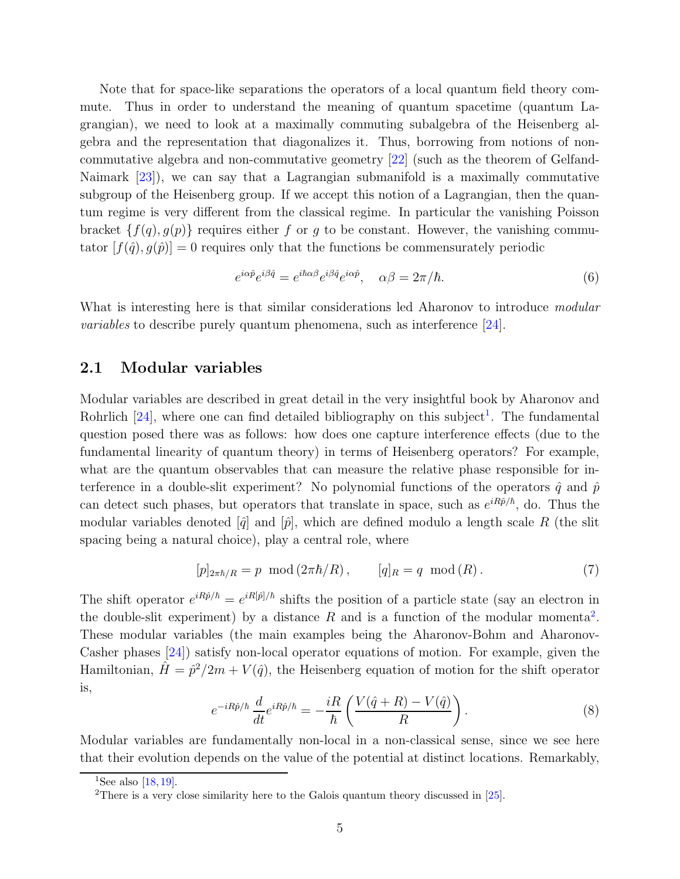Note that for space-like separations the operators of a local quantum field theory commute. Thus in order to understand the meaning of quantum spacetime (quantum Lagrangian), we need to look at a maximally commuting subalgebra of the Heisenberg algebra and the representation that diagonalizes it. Thus, borrowing from notions of non-commutative algebra and non-commutative geometry [22] (such as the theorem of Gelfand-Naimark [23]), we can say that a Lagrangian submanifold is a maximally commutative subgroup of the Heisenberg group. If we accept this notion of a Lagrangian, then the quantum regime is very different from the classical regime. In particular the vanishing Poisson bracket $\{f(q), g(p)\}$ requires either $f$ or $g$ to be constant. However, the vanishing commutator $[f(\hat{q}), g(\hat{p})] = 0$ requires only that the functions be commensurately periodic

$$e^{i\alpha\hat{p}}e^{i\beta\hat{q}} = e^{i\hbar\alpha\beta}e^{i\beta\hat{q}}e^{i\alpha\hat{p}}, \quad \alpha\beta = 2\pi/\hbar. \tag{6}$$

What is interesting here is that similar considerations led Aharonov to introduce *modular variables* to describe purely quantum phenomena, such as interference [24].

## 2.1 Modular variables

Modular variables are described in great detail in the very insightful book by Aharonov and Rohrlich [24], where one can find detailed bibliography on this subject[1]. The fundamental question posed there was as follows: how does one capture interference effects (due to the fundamental linearity of quantum theory) in terms of Heisenberg operators? For example, what are the quantum observables that can measure the relative phase responsible for interference in a double-slit experiment? No polynomial functions of the operators $\hat{q}$ and $\hat{p}$ can detect such phases, but operators that translate in space, such as $e^{iR\hat{p}/\hbar}$, do. Thus the modular variables denoted $[\hat{q}]$ and $[\hat{p}]$, which are defined modulo a length scale $R$ (the slit spacing being a natural choice), play a central role, where

$$[p]_{2\pi\hbar/R} = p \mod (2\pi\hbar/R), \qquad [q]_R = q \mod (R). \tag{7}$$

The shift operator $e^{iR\hat{p}/\hbar} = e^{iR[\hat{p}]/\hbar}$ shifts the position of a particle state (say an electron in the double-slit experiment) by a distance $R$ and is a function of the modular momenta[2]. These modular variables (the main examples being the Aharonov-Bohm and Aharonov-Casher phases [24]) satisfy non-local operator equations of motion. For example, given the Hamiltonian, $\hat{H} = \hat{p}^2/2m + V(\hat{q})$, the Heisenberg equation of motion for the shift operator is,

$$e^{-iR\hat{p}/\hbar}\frac{d}{dt}e^{iR\hat{p}/\hbar} = -\frac{iR}{\hbar}\left(\frac{V(\hat{q}+R) - V(\hat{q})}{R}\right). \tag{8}$$

Modular variables are fundamentally non-local in a non-classical sense, since we see here that their evolution depends on the value of the potential at distinct locations. Remarkably,

[1] See also [18, 19].

[2] There is a very close similarity here to the Galois quantum theory discussed in [25].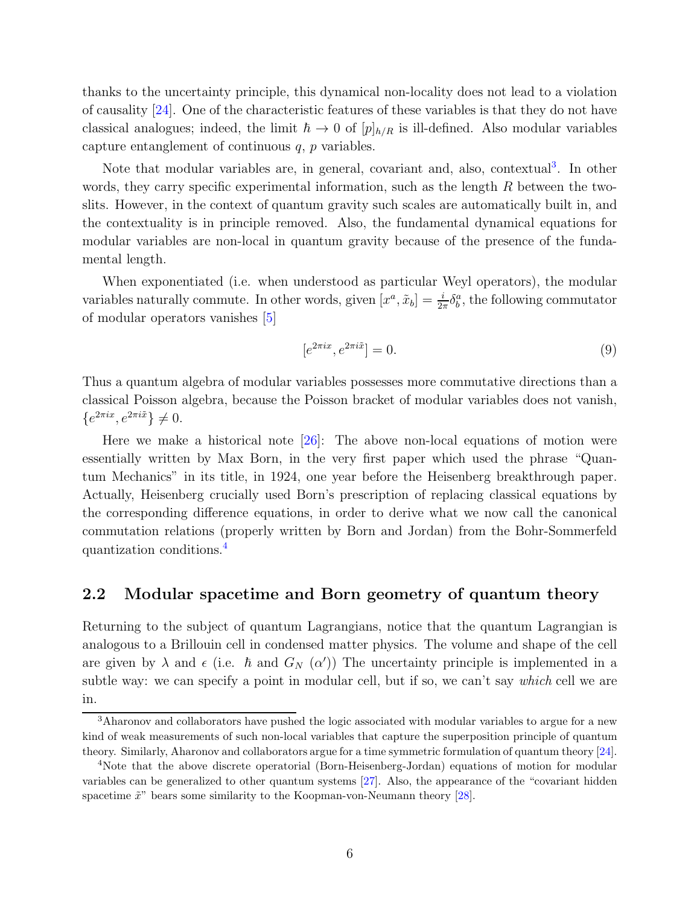thanks to the uncertainty principle, this dynamical non-locality does not lead to a violation of causality [24]. One of the characteristic features of these variables is that they do not have classical analogues; indeed, the limit $\hbar \to 0$ of $[p]_{h/R}$ is ill-defined. Also modular variables capture entanglement of continuous $q$, $p$ variables.

Note that modular variables are, in general, covariant and, also, contextual[3]. In other words, they carry specific experimental information, such as the length $R$ between the two-slits. However, in the context of quantum gravity such scales are automatically built in, and the contextuality is in principle removed. Also, the fundamental dynamical equations for modular variables are non-local in quantum gravity because of the presence of the fundamental length.

When exponentiated (i.e. when understood as particular Weyl operators), the modular variables naturally commute. In other words, given $[x^a, \tilde{x}_b] = \frac{i}{2\pi}\delta^a_b$, the following commutator of modular operators vanishes [5]

$$[e^{2\pi i x}, e^{2\pi i \tilde{x}}] = 0. \tag{9}$$

Thus a quantum algebra of modular variables possesses more commutative directions than a classical Poisson algebra, because the Poisson bracket of modular variables does not vanish, $\{e^{2\pi i x}, e^{2\pi i \tilde{x}}\} \neq 0$.

Here we make a historical note [26]: The above non-local equations of motion were essentially written by Max Born, in the very first paper which used the phrase "Quantum Mechanics" in its title, in 1924, one year before the Heisenberg breakthrough paper. Actually, Heisenberg crucially used Born's prescription of replacing classical equations by the corresponding difference equations, in order to derive what we now call the canonical commutation relations (properly written by Born and Jordan) from the Bohr-Sommerfeld quantization conditions.[4]

## 2.2 Modular spacetime and Born geometry of quantum theory

Returning to the subject of quantum Lagrangians, notice that the quantum Lagrangian is analogous to a Brillouin cell in condensed matter physics. The volume and shape of the cell are given by $\lambda$ and $\epsilon$ (i.e. $\hbar$ and $G_N$ ($\alpha'$)) The uncertainty principle is implemented in a subtle way: we can specify a point in modular cell, but if so, we can't say *which* cell we are in.

[3] Aharonov and collaborators have pushed the logic associated with modular variables to argue for a new kind of weak measurements of such non-local variables that capture the superposition principle of quantum theory. Similarly, Aharonov and collaborators argue for a time symmetric formulation of quantum theory [24].

[4] Note that the above discrete operatorial (Born-Heisenberg-Jordan) equations of motion for modular variables can be generalized to other quantum systems [27]. Also, the appearance of the "covariant hidden spacetime $\tilde{x}$" bears some similarity to the Koopman-von-Neumann theory [28].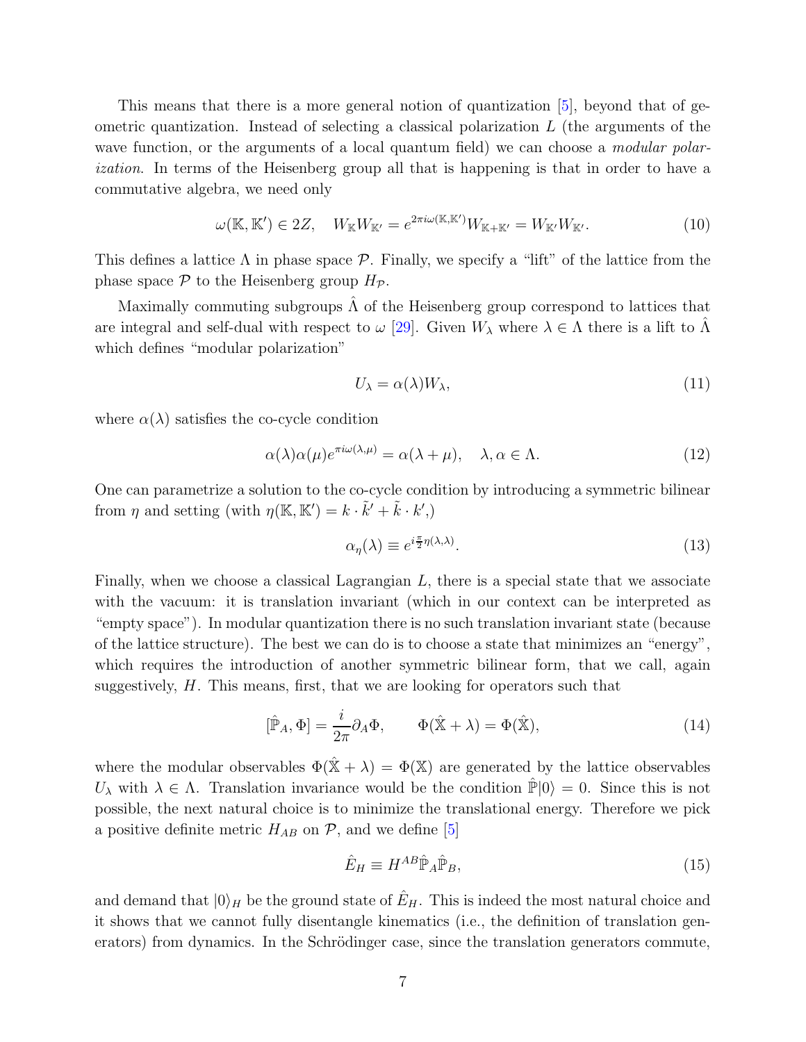This means that there is a more general notion of quantization [5], beyond that of geometric quantization. Instead of selecting a classical polarization $L$ (the arguments of the wave function, or the arguments of a local quantum field) we can choose a *modular polarization*. In terms of the Heisenberg group all that is happening is that in order to have a commutative algebra, we need only

$$\omega(\mathbb{K}, \mathbb{K}') \in 2Z, \quad W_{\mathbb{K}} W_{\mathbb{K}'} = e^{2\pi i \omega(\mathbb{K}, \mathbb{K}')} W_{\mathbb{K}+\mathbb{K}'} = W_{\mathbb{K}'} W_{\mathbb{K}}. \tag{10}$$

This defines a lattice $\Lambda$ in phase space $\mathcal{P}$. Finally, we specify a "lift" of the lattice from the phase space $\mathcal{P}$ to the Heisenberg group $H_{\mathcal{P}}$.

Maximally commuting subgroups $\hat{\Lambda}$ of the Heisenberg group correspond to lattices that are integral and self-dual with respect to $\omega$ [29]. Given $W_\lambda$ where $\lambda \in \Lambda$ there is a lift to $\hat{\Lambda}$ which defines "modular polarization"

$$U_\lambda = \alpha(\lambda) W_\lambda, \tag{11}$$

where $\alpha(\lambda)$ satisfies the co-cycle condition

$$\alpha(\lambda)\alpha(\mu) e^{\pi i \omega(\lambda,\mu)} = \alpha(\lambda + \mu), \quad \lambda, \alpha \in \Lambda. \tag{12}$$

One can parametrize a solution to the co-cycle condition by introducing a symmetric bilinear from $\eta$ and setting (with $\eta(\mathbb{K}, \mathbb{K}') = k \cdot \tilde{k}' + \tilde{k} \cdot k'$,)

$$\alpha_\eta(\lambda) \equiv e^{i\frac{\pi}{2}\eta(\lambda,\lambda)}. \tag{13}$$

Finally, when we choose a classical Lagrangian $L$, there is a special state that we associate with the vacuum: it is translation invariant (which in our context can be interpreted as "empty space"). In modular quantization there is no such translation invariant state (because of the lattice structure). The best we can do is to choose a state that minimizes an "energy", which requires the introduction of another symmetric bilinear form, that we call, again suggestively, $H$. This means, first, that we are looking for operators such that

$$[\hat{\mathbb{P}}_A, \Phi] = \frac{i}{2\pi}\partial_A \Phi, \qquad \Phi(\hat{\mathbb{X}} + \lambda) = \Phi(\hat{\mathbb{X}}), \tag{14}$$

where the modular observables $\Phi(\hat{\mathbb{X}} + \lambda) = \Phi(\mathbb{X})$ are generated by the lattice observables $U_\lambda$ with $\lambda \in \Lambda$. Translation invariance would be the condition $\hat{\mathbb{P}}|0\rangle = 0$. Since this is not possible, the next natural choice is to minimize the translational energy. Therefore we pick a positive definite metric $H_{AB}$ on $\mathcal{P}$, and we define [5]

$$\hat{E}_H \equiv H^{AB}\hat{\mathbb{P}}_A \hat{\mathbb{P}}_B, \tag{15}$$

and demand that $|0\rangle_H$ be the ground state of $\hat{E}_H$. This is indeed the most natural choice and it shows that we cannot fully disentangle kinematics (i.e., the definition of translation generators) from dynamics. In the Schrödinger case, since the translation generators commute,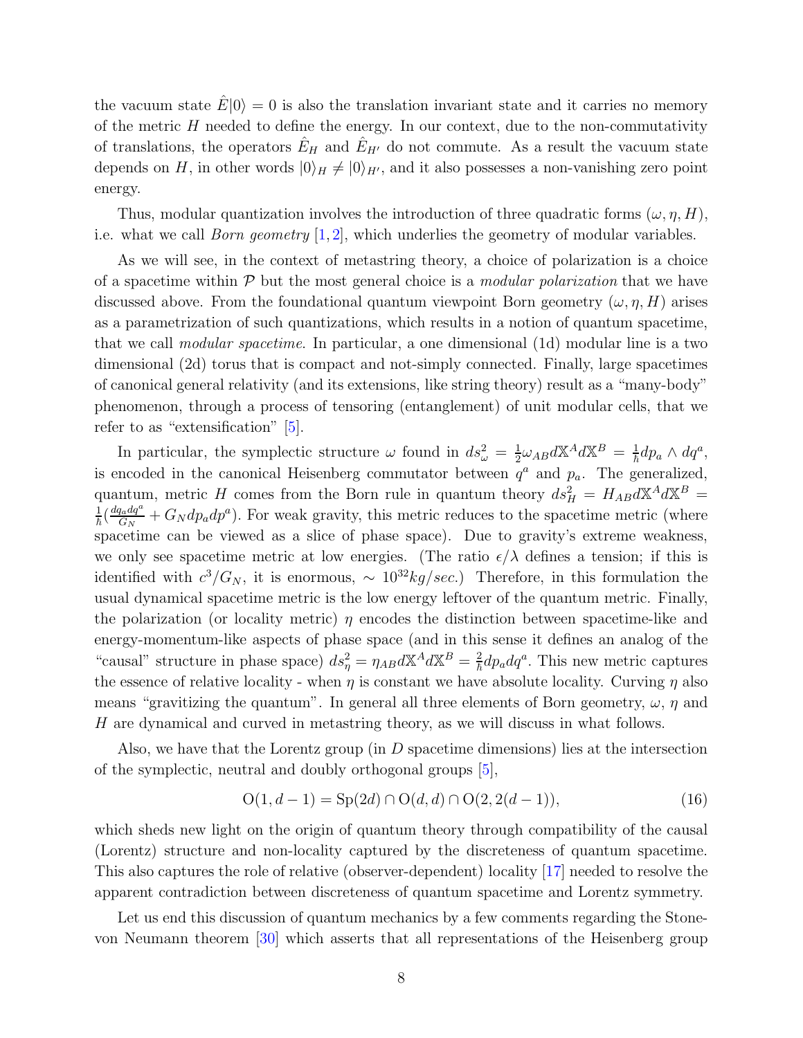the vacuum state $\hat{E}|0\rangle = 0$ is also the translation invariant state and it carries no memory of the metric $H$ needed to define the energy. In our context, due to the non-commutativity of translations, the operators $\hat{E}_H$ and $\hat{E}_{H'}$ do not commute. As a result the vacuum state depends on $H$, in other words $|0\rangle_H \neq |0\rangle_{H'}$, and it also possesses a non-vanishing zero point energy.

Thus, modular quantization involves the introduction of three quadratic forms $(\omega, \eta, H)$, i.e. what we call *Born geometry* [1,2], which underlies the geometry of modular variables.

As we will see, in the context of metastring theory, a choice of polarization is a choice of a spacetime within $\mathcal{P}$ but the most general choice is a *modular polarization* that we have discussed above. From the foundational quantum viewpoint Born geometry $(\omega, \eta, H)$ arises as a parametrization of such quantizations, which results in a notion of quantum spacetime, that we call *modular spacetime*. In particular, a one dimensional (1d) modular line is a two dimensional (2d) torus that is compact and not-simply connected. Finally, large spacetimes of canonical general relativity (and its extensions, like string theory) result as a "many-body" phenomenon, through a process of tensoring (entanglement) of unit modular cells, that we refer to as "extensification" [5].

In particular, the symplectic structure $\omega$ found in $ds^2_\omega = \frac{1}{2}\omega_{AB} d\mathbb{X}^A d\mathbb{X}^B = \frac{1}{\hbar} dp_a \wedge dq^a$, is encoded in the canonical Heisenberg commutator between $q^a$ and $p_a$. The generalized, quantum, metric $H$ comes from the Born rule in quantum theory $ds^2_H = H_{AB} d\mathbb{X}^A d\mathbb{X}^B = \frac{1}{\hbar}(\frac{dq_a dq^a}{G_N} + G_N dp_a dp^a)$. For weak gravity, this metric reduces to the spacetime metric (where spacetime can be viewed as a slice of phase space). Due to gravity's extreme weakness, we only see spacetime metric at low energies. (The ratio $\epsilon/\lambda$ defines a tension; if this is identified with $c^3/G_N$, it is enormous, $\sim 10^{32} kg/sec$.) Therefore, in this formulation the usual dynamical spacetime metric is the low energy leftover of the quantum metric. Finally, the polarization (or locality metric) $\eta$ encodes the distinction between spacetime-like and energy-momentum-like aspects of phase space (and in this sense it defines an analog of the "causal" structure in phase space) $ds^2_\eta = \eta_{AB} d\mathbb{X}^A d\mathbb{X}^B = \frac{2}{\hbar} dp_a dq^a$. This new metric captures the essence of relative locality - when $\eta$ is constant we have absolute locality. Curving $\eta$ also means "gravitizing the quantum". In general all three elements of Born geometry, $\omega$, $\eta$ and $H$ are dynamical and curved in metastring theory, as we will discuss in what follows.

Also, we have that the Lorentz group (in $D$ spacetime dimensions) lies at the intersection of the symplectic, neutral and doubly orthogonal groups [5],

$$\mathrm{O}(1, d-1) = \mathrm{Sp}(2d) \cap \mathrm{O}(d, d) \cap \mathrm{O}(2, 2(d-1)), \tag{16}$$

which sheds new light on the origin of quantum theory through compatibility of the causal (Lorentz) structure and non-locality captured by the discreteness of quantum spacetime. This also captures the role of relative (observer-dependent) locality [17] needed to resolve the apparent contradiction between discreteness of quantum spacetime and Lorentz symmetry.

Let us end this discussion of quantum mechanics by a few comments regarding the Stone-von Neumann theorem [30] which asserts that all representations of the Heisenberg group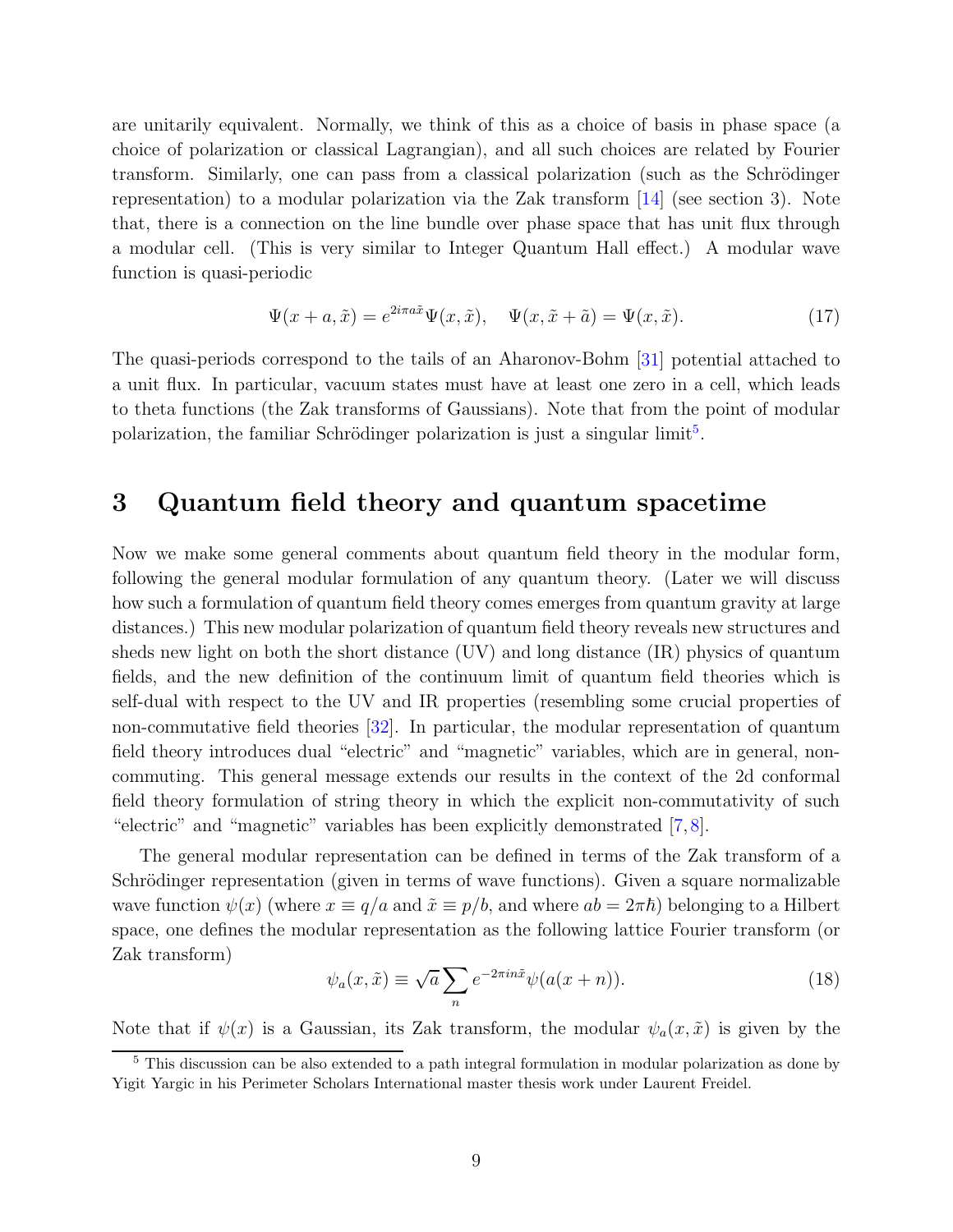are unitarily equivalent. Normally, we think of this as a choice of basis in phase space (a choice of polarization or classical Lagrangian), and all such choices are related by Fourier transform. Similarly, one can pass from a classical polarization (such as the Schrödinger representation) to a modular polarization via the Zak transform [14] (see section 3). Note that, there is a connection on the line bundle over phase space that has unit flux through a modular cell. (This is very similar to Integer Quantum Hall effect.) A modular wave function is quasi-periodic

$$\Psi(x + a, \tilde{x}) = e^{2i\pi a\tilde{x}}\Psi(x, \tilde{x}), \quad \Psi(x, \tilde{x} + \tilde{a}) = \Psi(x, \tilde{x}). \tag{17}$$

The quasi-periods correspond to the tails of an Aharonov-Bohm [31] potential attached to a unit flux. In particular, vacuum states must have at least one zero in a cell, which leads to theta functions (the Zak transforms of Gaussians). Note that from the point of modular polarization, the familiar Schrödinger polarization is just a singular limit[5].

# 3 Quantum field theory and quantum spacetime

Now we make some general comments about quantum field theory in the modular form, following the general modular formulation of any quantum theory. (Later we will discuss how such a formulation of quantum field theory comes emerges from quantum gravity at large distances.) This new modular polarization of quantum field theory reveals new structures and sheds new light on both the short distance (UV) and long distance (IR) physics of quantum fields, and the new definition of the continuum limit of quantum field theories which is self-dual with respect to the UV and IR properties (resembling some crucial properties of non-commutative field theories [32]. In particular, the modular representation of quantum field theory introduces dual "electric" and "magnetic" variables, which are in general, non-commuting. This general message extends our results in the context of the 2d conformal field theory formulation of string theory in which the explicit non-commutativity of such "electric" and "magnetic" variables has been explicitly demonstrated [7, 8].

The general modular representation can be defined in terms of the Zak transform of a Schrödinger representation (given in terms of wave functions). Given a square normalizable wave function $\psi(x)$ (where $x \equiv q/a$ and $\tilde{x} \equiv p/b$, and where $ab = 2\pi\hbar$) belonging to a Hilbert space, one defines the modular representation as the following lattice Fourier transform (or Zak transform)

$$\psi_a(x, \tilde{x}) \equiv \sqrt{a} \sum_n e^{-2\pi i n\tilde{x}} \psi(a(x + n)). \tag{18}$$

Note that if $\psi(x)$ is a Gaussian, its Zak transform, the modular $\psi_a(x, \tilde{x})$ is given by the

[5] This discussion can be also extended to a path integral formulation in modular polarization as done by Yigit Yargic in his Perimeter Scholars International master thesis work under Laurent Freidel.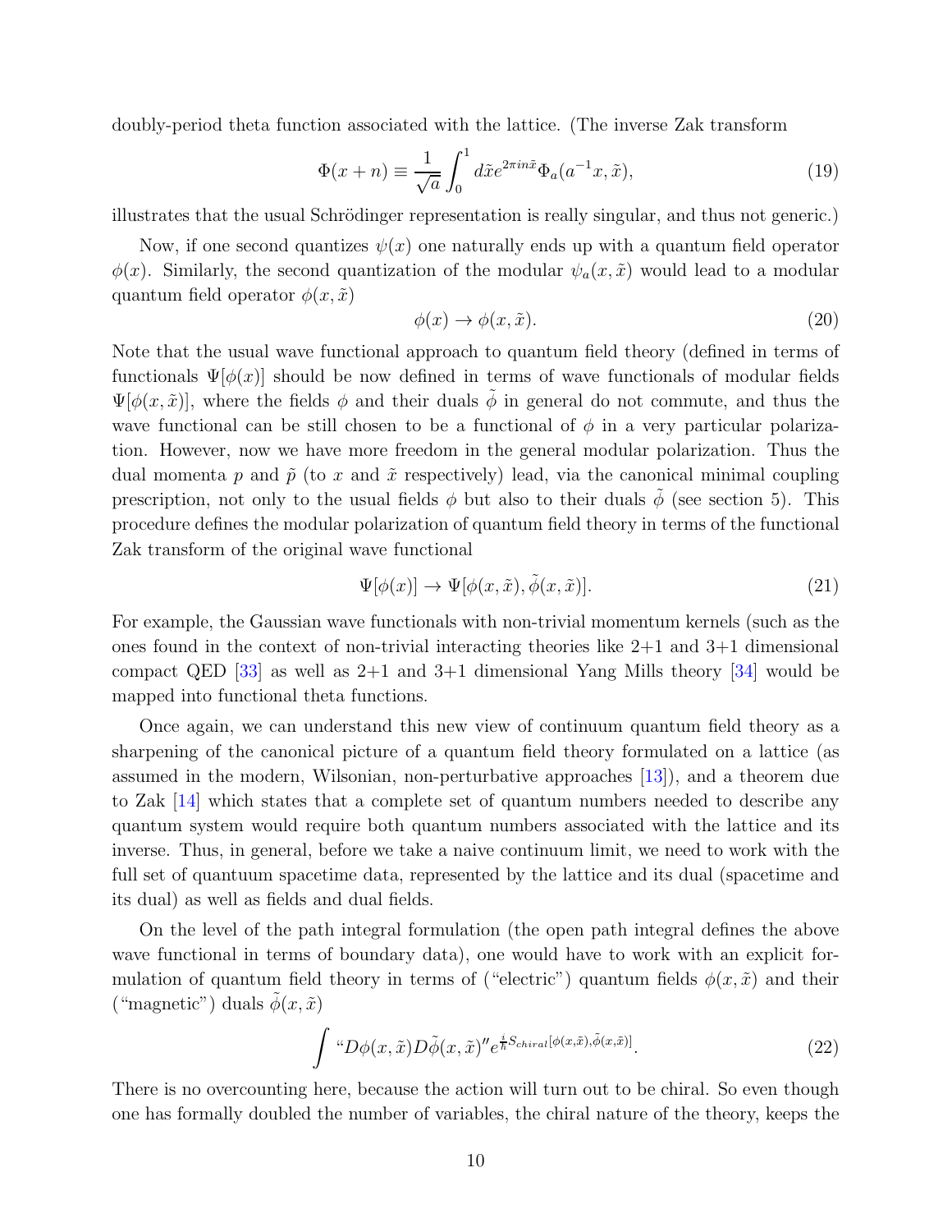doubly-period theta function associated with the lattice. (The inverse Zak transform

$$\Phi(x+n) \equiv \frac{1}{\sqrt{a}} \int_0^1 d\tilde{x} e^{2\pi i n \tilde{x}} \Phi_a(a^{-1}x, \tilde{x}), \tag{19}$$

illustrates that the usual Schrödinger representation is really singular, and thus not generic.)

Now, if one second quantizes $\psi(x)$ one naturally ends up with a quantum field operator $\phi(x)$. Similarly, the second quantization of the modular $\psi_a(x, \tilde{x})$ would lead to a modular quantum field operator $\phi(x, \tilde{x})$

$$\phi(x) \to \phi(x, \tilde{x}). \tag{20}$$

Note that the usual wave functional approach to quantum field theory (defined in terms of functionals $\Psi[\phi(x)]$ should be now defined in terms of wave functionals of modular fields $\Psi[\phi(x, \tilde{x})]$, where the fields $\phi$ and their duals $\tilde{\phi}$ in general do not commute, and thus the wave functional can be still chosen to be a functional of $\phi$ in a very particular polarization. However, now we have more freedom in the general modular polarization. Thus the dual momenta $p$ and $\tilde{p}$ (to $x$ and $\tilde{x}$ respectively) lead, via the canonical minimal coupling prescription, not only to the usual fields $\phi$ but also to their duals $\tilde{\phi}$ (see section 5). This procedure defines the modular polarization of quantum field theory in terms of the functional Zak transform of the original wave functional

$$\Psi[\phi(x)] \to \Psi[\phi(x, \tilde{x}), \tilde{\phi}(x, \tilde{x})]. \tag{21}$$

For example, the Gaussian wave functionals with non-trivial momentum kernels (such as the ones found in the context of non-trivial interacting theories like 2+1 and 3+1 dimensional compact QED [33] as well as 2+1 and 3+1 dimensional Yang Mills theory [34] would be mapped into functional theta functions.

Once again, we can understand this new view of continuum quantum field theory as a sharpening of the canonical picture of a quantum field theory formulated on a lattice (as assumed in the modern, Wilsonian, non-perturbative approaches [13]), and a theorem due to Zak [14] which states that a complete set of quantum numbers needed to describe any quantum system would require both quantum numbers associated with the lattice and its inverse. Thus, in general, before we take a naive continuum limit, we need to work with the full set of quantuum spacetime data, represented by the lattice and its dual (spacetime and its dual) as well as fields and dual fields.

On the level of the path integral formulation (the open path integral defines the above wave functional in terms of boundary data), one would have to work with an explicit formulation of quantum field theory in terms of ("electric") quantum fields $\phi(x, \tilde{x})$ and their ("magnetic") duals $\tilde{\phi}(x, \tilde{x})$

$$\int \text{``}D\phi(x, \tilde{x}) D\tilde{\phi}(x, \tilde{x})\text{''} e^{\frac{i}{\hbar} S_{chiral}[\phi(x, \tilde{x}), \tilde{\phi}(x, \tilde{x})]}. \tag{22}$$

There is no overcounting here, because the action will turn out to be chiral. So even though one has formally doubled the number of variables, the chiral nature of the theory, keeps the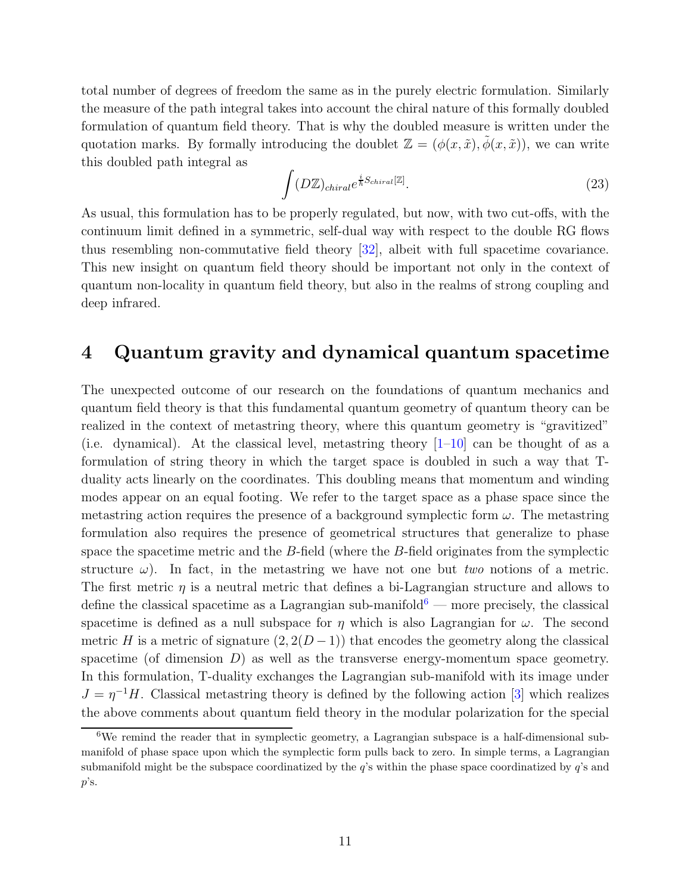total number of degrees of freedom the same as in the purely electric formulation. Similarly the measure of the path integral takes into account the chiral nature of this formally doubled formulation of quantum field theory. That is why the doubled measure is written under the quotation marks. By formally introducing the doublet $\mathbb{Z} = (\phi(x, \tilde{x}), \tilde{\phi}(x, \tilde{x}))$, we can write this doubled path integral as

$$\int (D\mathbb{Z})_{chiral} e^{\frac{i}{\hbar} S_{chiral}[\mathbb{Z}]}. \tag{23}$$

As usual, this formulation has to be properly regulated, but now, with two cut-offs, with the continuum limit defined in a symmetric, self-dual way with respect to the double RG flows thus resembling non-commutative field theory [32], albeit with full spacetime covariance. This new insight on quantum field theory should be important not only in the context of quantum non-locality in quantum field theory, but also in the realms of strong coupling and deep infrared.

# 4 Quantum gravity and dynamical quantum spacetime

The unexpected outcome of our research on the foundations of quantum mechanics and quantum field theory is that this fundamental quantum geometry of quantum theory can be realized in the context of metastring theory, where this quantum geometry is "gravitized" (i.e. dynamical). At the classical level, metastring theory [1–10] can be thought of as a formulation of string theory in which the target space is doubled in such a way that T-duality acts linearly on the coordinates. This doubling means that momentum and winding modes appear on an equal footing. We refer to the target space as a phase space since the metastring action requires the presence of a background symplectic form $\omega$. The metastring formulation also requires the presence of geometrical structures that generalize to phase space the spacetime metric and the $B$-field (where the $B$-field originates from the symplectic structure $\omega$). In fact, in the metastring we have not one but *two* notions of a metric. The first metric $\eta$ is a neutral metric that defines a bi-Lagrangian structure and allows to define the classical spacetime as a Lagrangian sub-manifold[6] — more precisely, the classical spacetime is defined as a null subspace for $\eta$ which is also Lagrangian for $\omega$. The second metric $H$ is a metric of signature $(2, 2(D-1))$ that encodes the geometry along the classical spacetime (of dimension $D$) as well as the transverse energy-momentum space geometry. In this formulation, T-duality exchanges the Lagrangian sub-manifold with its image under $J = \eta^{-1}H$. Classical metastring theory is defined by the following action [3] which realizes the above comments about quantum field theory in the modular polarization for the special

[6] We remind the reader that in symplectic geometry, a Lagrangian subspace is a half-dimensional sub-manifold of phase space upon which the symplectic form pulls back to zero. In simple terms, a Lagrangian submanifold might be the subspace coordinatized by the $q$'s within the phase space coordinatized by $q$'s and $p$'s.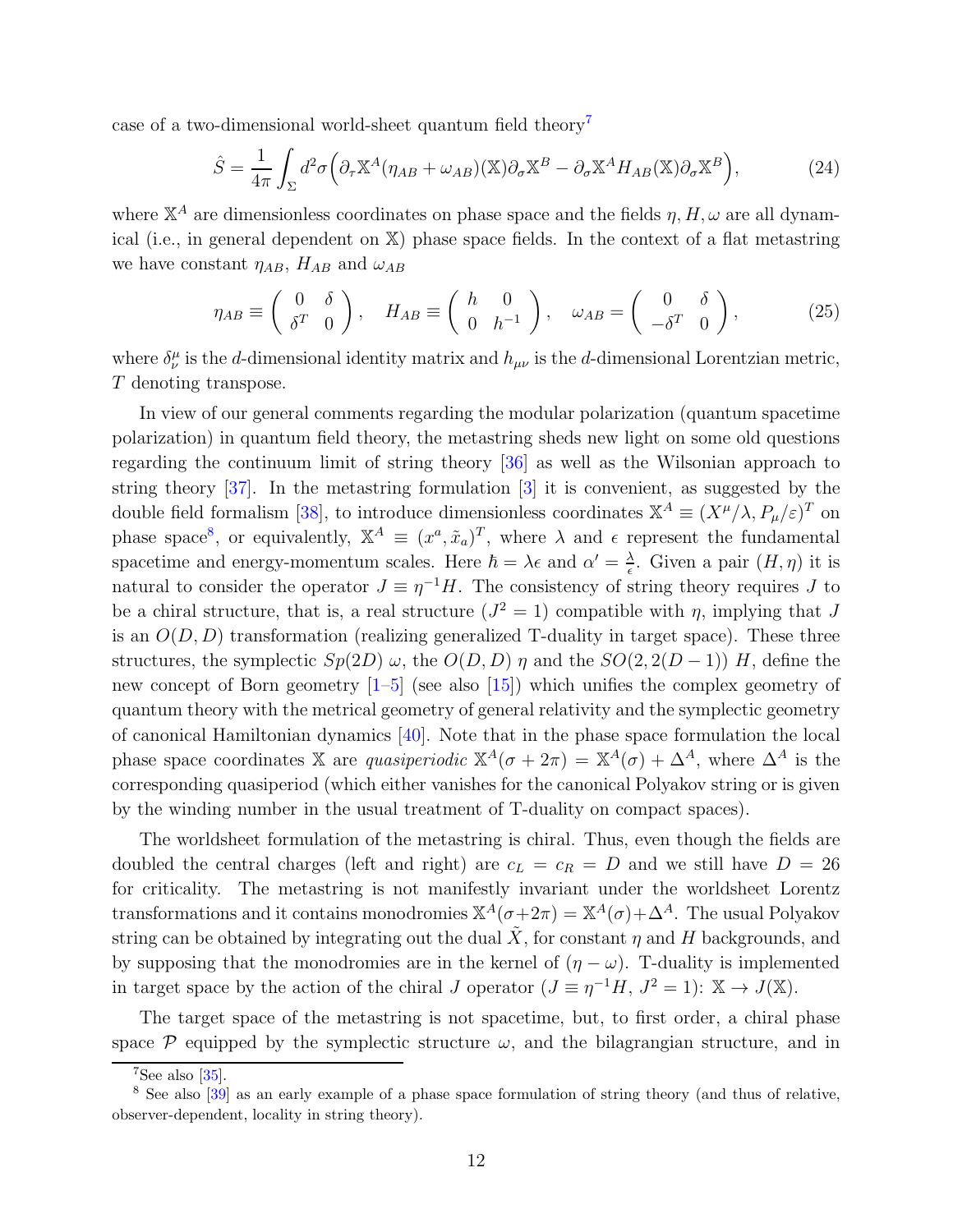case of a two-dimensional world-sheet quantum field theory[7]

$$\hat{S} = \frac{1}{4\pi}\int_{\Sigma} d^2\sigma \Big(\partial_\tau \mathbb{X}^A (\eta_{AB} + \omega_{AB})(\mathbb{X})\partial_\sigma \mathbb{X}^B - \partial_\sigma \mathbb{X}^A H_{AB}(\mathbb{X})\partial_\sigma \mathbb{X}^B\Big), \tag{24}$$

where $\mathbb{X}^A$ are dimensionless coordinates on phase space and the fields $\eta, H, \omega$ are all dynamical (i.e., in general dependent on $\mathbb{X}$) phase space fields. In the context of a flat metastring we have constant $\eta_{AB}$, $H_{AB}$ and $\omega_{AB}$

$$\eta_{AB} \equiv \begin{pmatrix} 0 & \delta \\ \delta^T & 0 \end{pmatrix}, \quad H_{AB} \equiv \begin{pmatrix} h & 0 \\ 0 & h^{-1} \end{pmatrix}, \quad \omega_{AB} = \begin{pmatrix} 0 & \delta \\ -\delta^T & 0 \end{pmatrix}, \tag{25}$$

where $\delta^\mu_\nu$ is the $d$-dimensional identity matrix and $h_{\mu\nu}$ is the $d$-dimensional Lorentzian metric, $T$ denoting transpose.

In view of our general comments regarding the modular polarization (quantum spacetime polarization) in quantum field theory, the metastring sheds new light on some old questions regarding the continuum limit of string theory [36] as well as the Wilsonian approach to string theory [37]. In the metastring formulation [3] it is convenient, as suggested by the double field formalism [38], to introduce dimensionless coordinates $\mathbb{X}^A \equiv (X^\mu/\lambda, P_\mu/\varepsilon)^T$ on phase space[8], or equivalently, $\mathbb{X}^A \equiv (x^a, \tilde{x}_a)^T$, where $\lambda$ and $\epsilon$ represent the fundamental spacetime and energy-momentum scales. Here $\hbar = \lambda\epsilon$ and $\alpha' = \frac{\lambda}{\epsilon}$. Given a pair $(H, \eta)$ it is natural to consider the operator $J \equiv \eta^{-1}H$. The consistency of string theory requires $J$ to be a chiral structure, that is, a real structure ($J^2 = 1$) compatible with $\eta$, implying that $J$ is an $O(D, D)$ transformation (realizing generalized T-duality in target space). These three structures, the symplectic $Sp(2D)$ $\omega$, the $O(D, D)$ $\eta$ and the $SO(2, 2(D-1))$ $H$, define the new concept of Born geometry [1–5] (see also [15]) which unifies the complex geometry of quantum theory with the metrical geometry of general relativity and the symplectic geometry of canonical Hamiltonian dynamics [40]. Note that in the phase space formulation the local phase space coordinates $\mathbb{X}$ are *quasiperiodic* $\mathbb{X}^A(\sigma + 2\pi) = \mathbb{X}^A(\sigma) + \Delta^A$, where $\Delta^A$ is the corresponding quasiperiod (which either vanishes for the canonical Polyakov string or is given by the winding number in the usual treatment of T-duality on compact spaces).

The worldsheet formulation of the metastring is chiral. Thus, even though the fields are doubled the central charges (left and right) are $c_L = c_R = D$ and we still have $D = 26$ for criticality. The metastring is not manifestly invariant under the worldsheet Lorentz transformations and it contains monodromies $\mathbb{X}^A(\sigma+2\pi) = \mathbb{X}^A(\sigma)+\Delta^A$. The usual Polyakov string can be obtained by integrating out the dual $\tilde{X}$, for constant $\eta$ and $H$ backgrounds, and by supposing that the monodromies are in the kernel of $(\eta - \omega)$. T-duality is implemented in target space by the action of the chiral $J$ operator ($J \equiv \eta^{-1}H$, $J^2 = 1$): $\mathbb{X} \to J(\mathbb{X})$.

The target space of the metastring is not spacetime, but, to first order, a chiral phase space $\mathcal{P}$ equipped by the symplectic structure $\omega$, and the bilagrangian structure, and in

[7] See also [35].

[8] See also [39] as an early example of a phase space formulation of string theory (and thus of relative, observer-dependent, locality in string theory).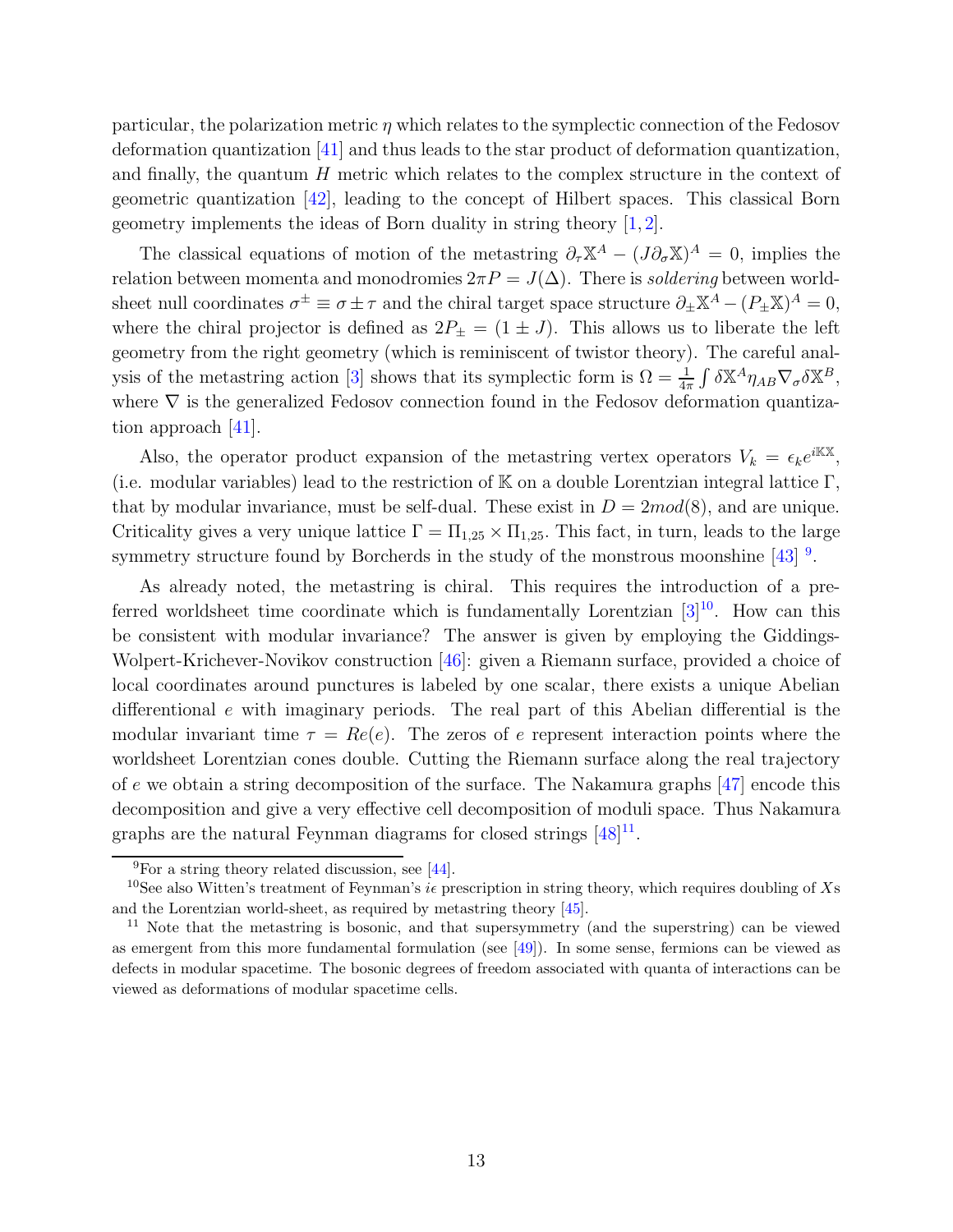particular, the polarization metric $\eta$ which relates to the symplectic connection of the Fedosov deformation quantization [41] and thus leads to the star product of deformation quantization, and finally, the quantum $H$ metric which relates to the complex structure in the context of geometric quantization [42], leading to the concept of Hilbert spaces. This classical Born geometry implements the ideas of Born duality in string theory [1, 2].

The classical equations of motion of the metastring $\partial_\tau \mathbb{X}^A - (J\partial_\sigma \mathbb{X})^A = 0$, implies the relation between momenta and monodromies $2\pi P = J(\Delta)$. There is *soldering* between worldsheet null coordinates $\sigma^{\pm} \equiv \sigma \pm \tau$ and the chiral target space structure $\partial_{\pm}\mathbb{X}^A - (P_{\pm}\mathbb{X})^A = 0$, where the chiral projector is defined as $2P_{\pm} = (1 \pm J)$. This allows us to liberate the left geometry from the right geometry (which is reminiscent of twistor theory). The careful analysis of the metastring action [3] shows that its symplectic form is $\Omega = \frac{1}{4\pi}\int \delta\mathbb{X}^A \eta_{AB} \nabla_\sigma \delta \mathbb{X}^B$, where $\nabla$ is the generalized Fedosov connection found in the Fedosov deformation quantization approach [41].

Also, the operator product expansion of the metastring vertex operators $V_k = \epsilon_k e^{i\mathbb{K}\mathbb{X}}$, (i.e. modular variables) lead to the restriction of $\mathbb{K}$ on a double Lorentzian integral lattice $\Gamma$, that by modular invariance, must be self-dual. These exist in $D = 2 mod(8)$, and are unique. Criticality gives a very unique lattice $\Gamma = \Pi_{1,25} \times \Pi_{1,25}$. This fact, in turn, leads to the large symmetry structure found by Borcherds in the study of the monstrous moonshine [43] [9].

As already noted, the metastring is chiral. This requires the introduction of a preferred worldsheet time coordinate which is fundamentally Lorentzian [3][10]. How can this be consistent with modular invariance? The answer is given by employing the Giddings-Wolpert-Krichever-Novikov construction [46]: given a Riemann surface, provided a choice of local coordinates around punctures is labeled by one scalar, there exists a unique Abelian differentional $e$ with imaginary periods. The real part of this Abelian differential is the modular invariant time $\tau = Re(e)$. The zeros of $e$ represent interaction points where the worldsheet Lorentzian cones double. Cutting the Riemann surface along the real trajectory of $e$ we obtain a string decomposition of the surface. The Nakamura graphs [47] encode this decomposition and give a very effective cell decomposition of moduli space. Thus Nakamura graphs are the natural Feynman diagrams for closed strings [48][11].

---

[9] For a string theory related discussion, see [44].

[10] See also Witten's treatment of Feynman's $i\epsilon$ prescription in string theory, which requires doubling of $X$s and the Lorentzian world-sheet, as required by metastring theory [45].

[11] Note that the metastring is bosonic, and that supersymmetry (and the superstring) can be viewed as emergent from this more fundamental formulation (see [49]). In some sense, fermions can be viewed as defects in modular spacetime. The bosonic degrees of freedom associated with quanta of interactions can be viewed as deformations of modular spacetime cells.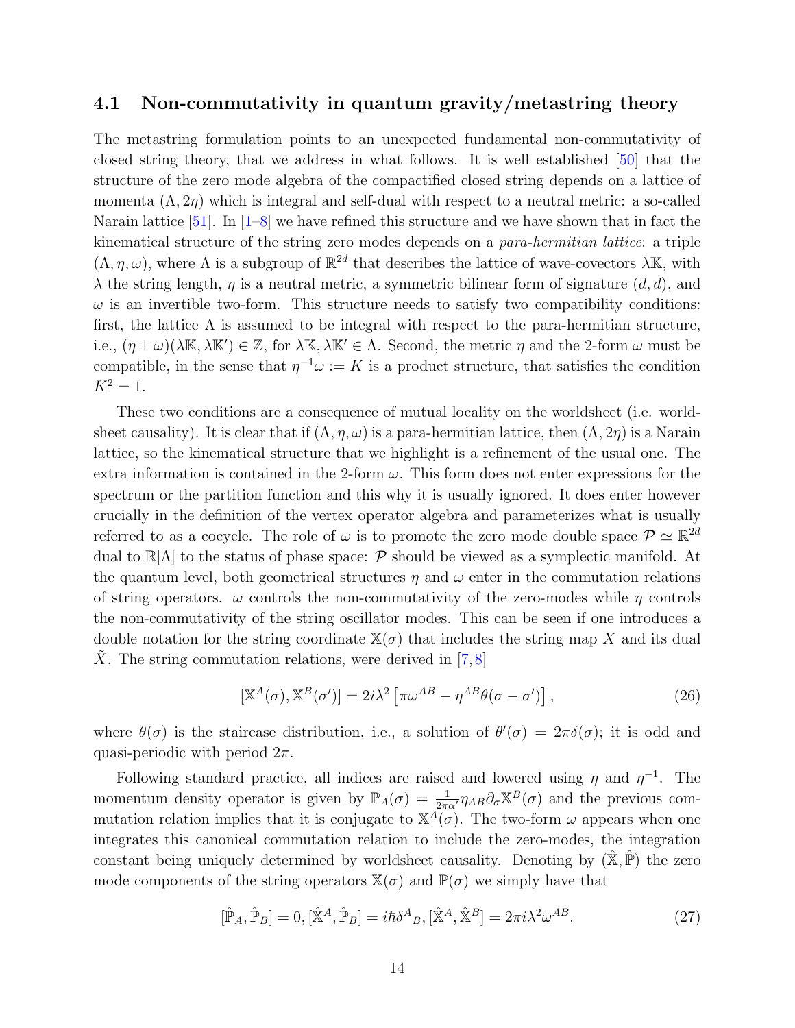### 4.1 Non-commutativity in quantum gravity/metastring theory

The metastring formulation points to an unexpected fundamental non-commutativity of closed string theory, that we address in what follows. It is well established [50] that the structure of the zero mode algebra of the compactified closed string depends on a lattice of momenta $(\Lambda, 2\eta)$ which is integral and self-dual with respect to a neutral metric: a so-called Narain lattice [51]. In [1–8] we have refined this structure and we have shown that in fact the kinematical structure of the string zero modes depends on a *para-hermitian lattice*: a triple $(\Lambda, \eta, \omega)$, where $\Lambda$ is a subgroup of $\mathbb{R}^{2d}$ that describes the lattice of wave-covectors $\lambda\mathbb{K}$, with $\lambda$ the string length, $\eta$ is a neutral metric, a symmetric bilinear form of signature $(d, d)$, and $\omega$ is an invertible two-form. This structure needs to satisfy two compatibility conditions: first, the lattice $\Lambda$ is assumed to be integral with respect to the para-hermitian structure, i.e., $(\eta \pm \omega)(\lambda\mathbb{K}, \lambda\mathbb{K}') \in \mathbb{Z}$, for $\lambda\mathbb{K}, \lambda\mathbb{K}' \in \Lambda$. Second, the metric $\eta$ and the 2-form $\omega$ must be compatible, in the sense that $\eta^{-1}\omega := K$ is a product structure, that satisfies the condition $K^2 = 1$.

These two conditions are a consequence of mutual locality on the worldsheet (i.e. worldsheet causality). It is clear that if $(\Lambda, \eta, \omega)$ is a para-hermitian lattice, then $(\Lambda, 2\eta)$ is a Narain lattice, so the kinematical structure that we highlight is a refinement of the usual one. The extra information is contained in the 2-form $\omega$. This form does not enter expressions for the spectrum or the partition function and this why it is usually ignored. It does enter however crucially in the definition of the vertex operator algebra and parameterizes what is usually referred to as a cocycle. The role of $\omega$ is to promote the zero mode double space $\mathcal{P} \simeq \mathbb{R}^{2d}$ dual to $\mathbb{R}[\Lambda]$ to the status of phase space: $\mathcal{P}$ should be viewed as a symplectic manifold. At the quantum level, both geometrical structures $\eta$ and $\omega$ enter in the commutation relations of string operators. $\omega$ controls the non-commutativity of the zero-modes while $\eta$ controls the non-commutativity of the string oscillator modes. This can be seen if one introduces a double notation for the string coordinate $\mathbb{X}(\sigma)$ that includes the string map $X$ and its dual $\tilde{X}$. The string commutation relations, were derived in [7, 8]

$$[\mathbb{X}^A(\sigma), \mathbb{X}^B(\sigma')] = 2i\lambda^2 \left[\pi\omega^{AB} - \eta^{AB}\theta(\sigma - \sigma')\right], \tag{26}$$

where $\theta(\sigma)$ is the staircase distribution, i.e., a solution of $\theta'(\sigma) = 2\pi\delta(\sigma)$; it is odd and quasi-periodic with period $2\pi$.

Following standard practice, all indices are raised and lowered using $\eta$ and $\eta^{-1}$. The momentum density operator is given by $\mathbb{P}_A(\sigma) = \frac{1}{2\pi\alpha'}\eta_{AB}\partial_\sigma\mathbb{X}^B(\sigma)$ and the previous commutation relation implies that it is conjugate to $\mathbb{X}^A(\sigma)$. The two-form $\omega$ appears when one integrates this canonical commutation relation to include the zero-modes, the integration constant being uniquely determined by worldsheet causality. Denoting by $(\hat{\mathbb{X}}, \hat{\mathbb{P}})$ the zero mode components of the string operators $\mathbb{X}(\sigma)$ and $\mathbb{P}(\sigma)$ we simply have that

$$[\hat{\mathbb{P}}_A, \hat{\mathbb{P}}_B] = 0, [\hat{\mathbb{X}}^A, \hat{\mathbb{P}}_B] = i\hbar\delta^A{}_B, [\hat{\mathbb{X}}^A, \hat{\mathbb{X}}^B] = 2\pi i\lambda^2\omega^{AB}. \tag{27}$$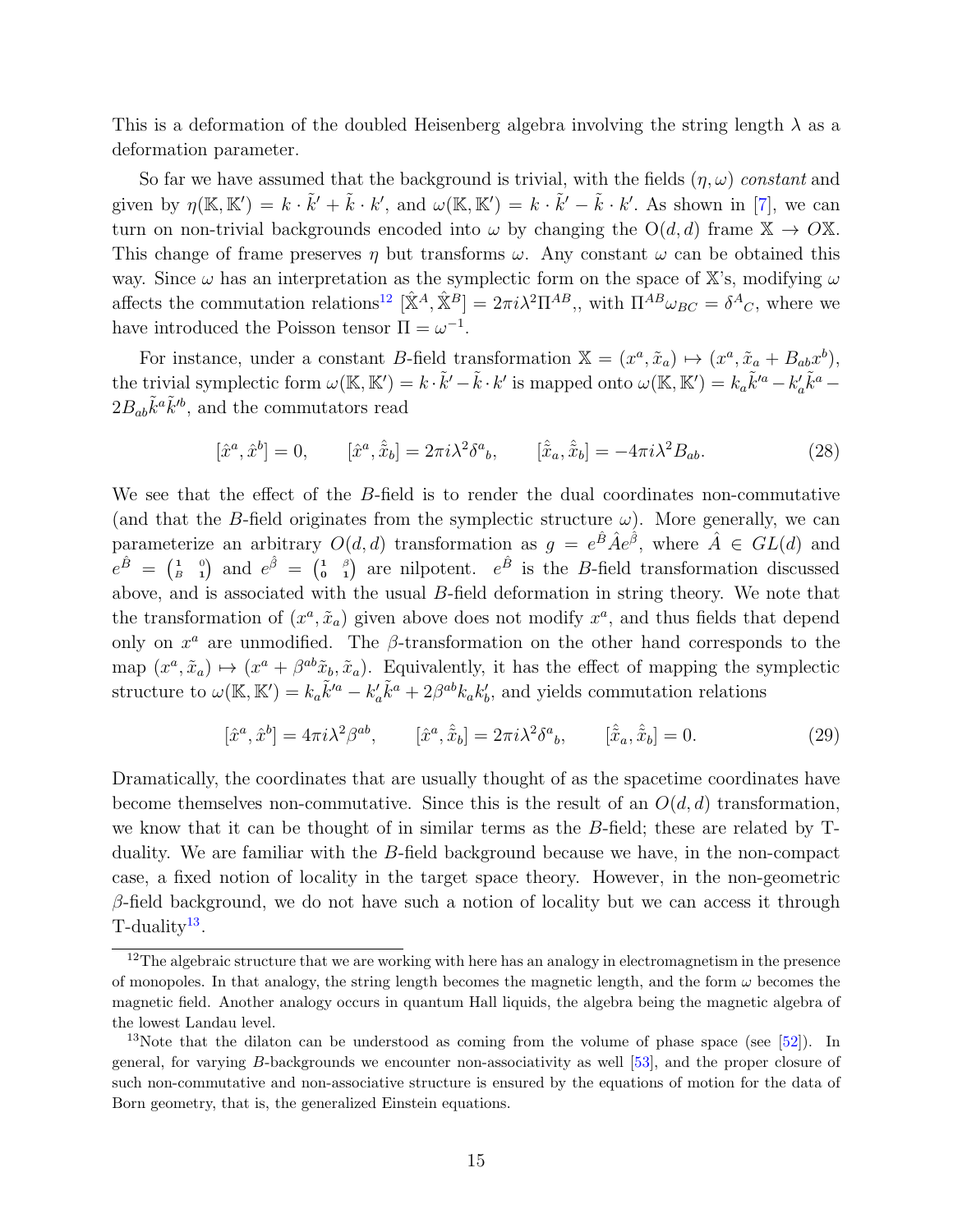This is a deformation of the doubled Heisenberg algebra involving the string length $\lambda$ as a deformation parameter.

So far we have assumed that the background is trivial, with the fields $(\eta, \omega)$ *constant* and given by $\eta(\mathbb{K}, \mathbb{K}') = k \cdot \tilde{k}' + \tilde{k} \cdot k'$, and $\omega(\mathbb{K}, \mathbb{K}') = k \cdot \tilde{k}' - \tilde{k} \cdot k'$. As shown in [7], we can turn on non-trivial backgrounds encoded into $\omega$ by changing the O$(d,d)$ frame $\mathbb{X} \to O\mathbb{X}$. This change of frame preserves $\eta$ but transforms $\omega$. Any constant $\omega$ can be obtained this way. Since $\omega$ has an interpretation as the symplectic form on the space of $\mathbb{X}$'s, modifying $\omega$ affects the commutation relations[12] $[\hat{\mathbb{X}}^A, \hat{\mathbb{X}}^B] = 2\pi i \lambda^2 \Pi^{AB},$, with $\Pi^{AB}\omega_{BC} = \delta^A{}_C$, where we have introduced the Poisson tensor $\Pi = \omega^{-1}$.

For instance, under a constant $B$-field transformation $\mathbb{X} = (x^a, \tilde{x}_a) \mapsto (x^a, \tilde{x}_a + B_{ab}x^b)$, the trivial symplectic form $\omega(\mathbb{K}, \mathbb{K}') = k \cdot \tilde{k}' - \tilde{k} \cdot k'$ is mapped onto $\omega(\mathbb{K}, \mathbb{K}') = k_a \tilde{k}'^a - k'_a \tilde{k}^a - 2B_{ab}\tilde{k}^a \tilde{k}'^b$, and the commutators read

$$[\hat{x}^a, \hat{x}^b] = 0, \qquad [\hat{x}^a, \hat{\tilde{x}}_b] = 2\pi i \lambda^2 \delta^a{}_b, \qquad [\hat{\tilde{x}}_a, \hat{\tilde{x}}_b] = -4\pi i \lambda^2 B_{ab}. \tag{28}$$

We see that the effect of the $B$-field is to render the dual coordinates non-commutative (and that the $B$-field originates from the symplectic structure $\omega$). More generally, we can parameterize an arbitrary $O(d,d)$ transformation as $g = e^{\hat{B}} \hat{A} e^{\hat{\beta}}$, where $\hat{A} \in GL(d)$ and $e^{\hat{B}} = \begin{pmatrix} 1 & 0 \\ B & 1 \end{pmatrix}$ and $e^{\hat{\beta}} = \begin{pmatrix} 1 & \beta \\ 0 & 1 \end{pmatrix}$ are nilpotent. $e^{\hat{B}}$ is the $B$-field transformation discussed above, and is associated with the usual $B$-field deformation in string theory. We note that the transformation of $(x^a, \tilde{x}_a)$ given above does not modify $x^a$, and thus fields that depend only on $x^a$ are unmodified. The $\beta$-transformation on the other hand corresponds to the map $(x^a, \tilde{x}_a) \mapsto (x^a + \beta^{ab}\tilde{x}_b, \tilde{x}_a)$. Equivalently, it has the effect of mapping the symplectic structure to $\omega(\mathbb{K}, \mathbb{K}') = k_a \tilde{k}'^a - k'_a \tilde{k}^a + 2\beta^{ab} k_a k'_b$, and yields commutation relations

$$[\hat{x}^a, \hat{x}^b] = 4\pi i \lambda^2 \beta^{ab}, \qquad [\hat{x}^a, \hat{\tilde{x}}_b] = 2\pi i \lambda^2 \delta^a{}_b, \qquad [\hat{\tilde{x}}_a, \hat{\tilde{x}}_b] = 0. \tag{29}$$

Dramatically, the coordinates that are usually thought of as the spacetime coordinates have become themselves non-commutative. Since this is the result of an $O(d,d)$ transformation, we know that it can be thought of in similar terms as the $B$-field; these are related by T-duality. We are familiar with the $B$-field background because we have, in the non-compact case, a fixed notion of locality in the target space theory. However, in the non-geometric $\beta$-field background, we do not have such a notion of locality but we can access it through T-duality[13].

[12] The algebraic structure that we are working with here has an analogy in electromagnetism in the presence of monopoles. In that analogy, the string length becomes the magnetic length, and the form $\omega$ becomes the magnetic field. Another analogy occurs in quantum Hall liquids, the algebra being the magnetic algebra of the lowest Landau level.

[13] Note that the dilaton can be understood as coming from the volume of phase space (see [52]). In general, for varying $B$-backgrounds we encounter non-associativity as well [53], and the proper closure of such non-commutative and non-associative structure is ensured by the equations of motion for the data of Born geometry, that is, the generalized Einstein equations.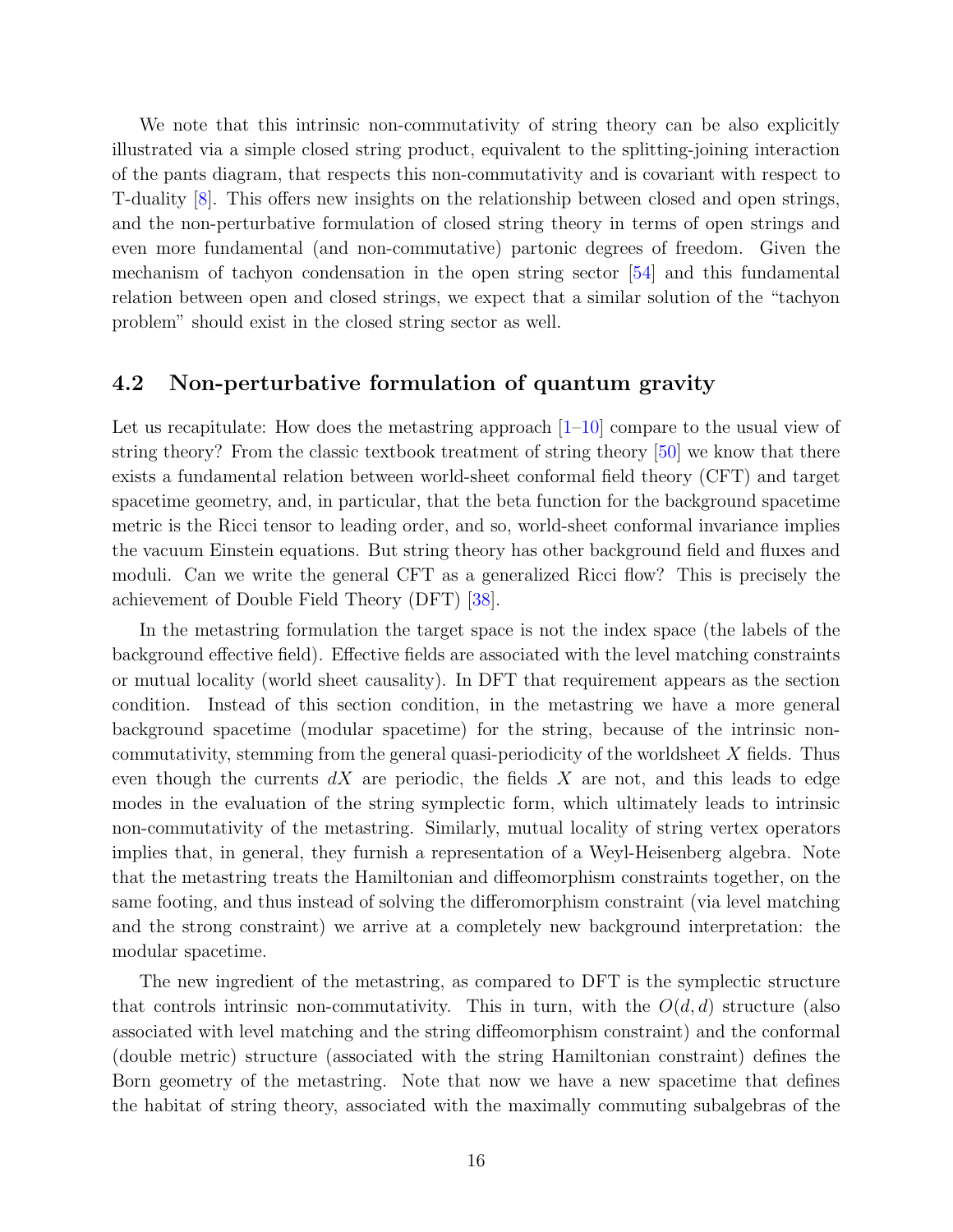We note that this intrinsic non-commutativity of string theory can be also explicitly illustrated via a simple closed string product, equivalent to the splitting-joining interaction of the pants diagram, that respects this non-commutativity and is covariant with respect to T-duality [8]. This offers new insights on the relationship between closed and open strings, and the non-perturbative formulation of closed string theory in terms of open strings and even more fundamental (and non-commutative) partonic degrees of freedom. Given the mechanism of tachyon condensation in the open string sector [54] and this fundamental relation between open and closed strings, we expect that a similar solution of the "tachyon problem" should exist in the closed string sector as well.

## 4.2 Non-perturbative formulation of quantum gravity

Let us recapitulate: How does the metastring approach [1–10] compare to the usual view of string theory? From the classic textbook treatment of string theory [50] we know that there exists a fundamental relation between world-sheet conformal field theory (CFT) and target spacetime geometry, and, in particular, that the beta function for the background spacetime metric is the Ricci tensor to leading order, and so, world-sheet conformal invariance implies the vacuum Einstein equations. But string theory has other background field and fluxes and moduli. Can we write the general CFT as a generalized Ricci flow? This is precisely the achievement of Double Field Theory (DFT) [38].

In the metastring formulation the target space is not the index space (the labels of the background effective field). Effective fields are associated with the level matching constraints or mutual locality (world sheet causality). In DFT that requirement appears as the section condition. Instead of this section condition, in the metastring we have a more general background spacetime (modular spacetime) for the string, because of the intrinsic non-commutativity, stemming from the general quasi-periodicity of the worldsheet $X$ fields. Thus even though the currents $dX$ are periodic, the fields $X$ are not, and this leads to edge modes in the evaluation of the string symplectic form, which ultimately leads to intrinsic non-commutativity of the metastring. Similarly, mutual locality of string vertex operators implies that, in general, they furnish a representation of a Weyl-Heisenberg algebra. Note that the metastring treats the Hamiltonian and diffeomorphism constraints together, on the same footing, and thus instead of solving the differomorphism constraint (via level matching and the strong constraint) we arrive at a completely new background interpretation: the modular spacetime.

The new ingredient of the metastring, as compared to DFT is the symplectic structure that controls intrinsic non-commutativity. This in turn, with the $O(d, d)$ structure (also associated with level matching and the string diffeomorphism constraint) and the conformal (double metric) structure (associated with the string Hamiltonian constraint) defines the Born geometry of the metastring. Note that now we have a new spacetime that defines the habitat of string theory, associated with the maximally commuting subalgebras of the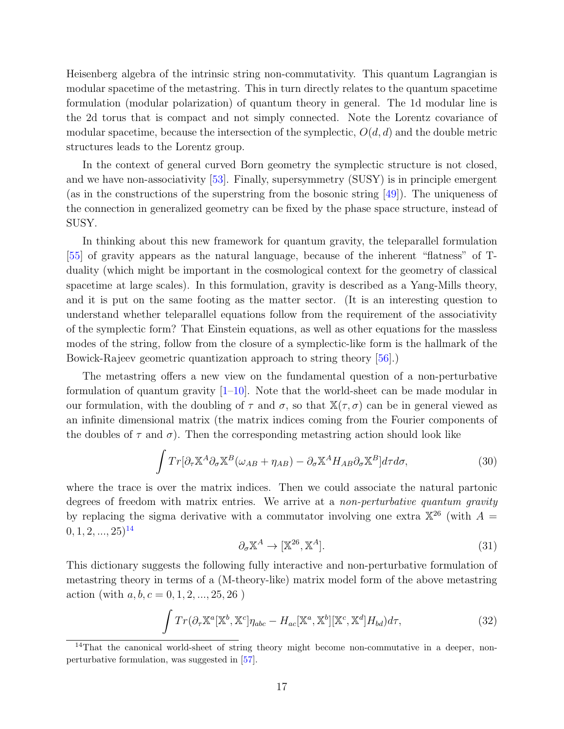Heisenberg algebra of the intrinsic string non-commutativity. This quantum Lagrangian is modular spacetime of the metastring. This in turn directly relates to the quantum spacetime formulation (modular polarization) of quantum theory in general. The 1d modular line is the 2d torus that is compact and not simply connected. Note the Lorentz covariance of modular spacetime, because the intersection of the symplectic, $O(d,d)$ and the double metric structures leads to the Lorentz group.

In the context of general curved Born geometry the symplectic structure is not closed, and we have non-associativity [53]. Finally, supersymmetry (SUSY) is in principle emergent (as in the constructions of the superstring from the bosonic string [49]). The uniqueness of the connection in generalized geometry can be fixed by the phase space structure, instead of SUSY.

In thinking about this new framework for quantum gravity, the teleparallel formulation [55] of gravity appears as the natural language, because of the inherent "flatness" of T-duality (which might be important in the cosmological context for the geometry of classical spacetime at large scales). In this formulation, gravity is described as a Yang-Mills theory, and it is put on the same footing as the matter sector. (It is an interesting question to understand whether teleparallel equations follow from the requirement of the associativity of the symplectic form? That Einstein equations, as well as other equations for the massless modes of the string, follow from the closure of a symplectic-like form is the hallmark of the Bowick-Rajeev geometric quantization approach to string theory [56].)

The metastring offers a new view on the fundamental question of a non-perturbative formulation of quantum gravity [1–10]. Note that the world-sheet can be made modular in our formulation, with the doubling of $\tau$ and $\sigma$, so that $\mathbb{X}(\tau,\sigma)$ can be in general viewed as an infinite dimensional matrix (the matrix indices coming from the Fourier components of the doubles of $\tau$ and $\sigma$). Then the corresponding metastring action should look like

$$\int Tr[\partial_\tau \mathbb{X}^A \partial_\sigma \mathbb{X}^B(\omega_{AB}+\eta_{AB}) - \partial_\sigma \mathbb{X}^A H_{AB} \partial_\sigma \mathbb{X}^B] d\tau d\sigma, \tag{30}$$

where the trace is over the matrix indices. Then we could associate the natural partonic degrees of freedom with matrix entries. We arrive at a *non-perturbative quantum gravity* by replacing the sigma derivative with a commutator involving one extra $\mathbb{X}^{26}$ (with $A = 0,1,2,...,25$)[14]

$$\partial_\sigma \mathbb{X}^A \to [\mathbb{X}^{26}, \mathbb{X}^A]. \tag{31}$$

This dictionary suggests the following fully interactive and non-perturbative formulation of metastring theory in terms of a (M-theory-like) matrix model form of the above metastring action (with $a,b,c = 0,1,2,...,25,26$ )

$$\int Tr(\partial_\tau \mathbb{X}^a [\mathbb{X}^b, \mathbb{X}^c]\eta_{abc} - H_{ac}[\mathbb{X}^a, \mathbb{X}^b][\mathbb{X}^c, \mathbb{X}^d] H_{bd}) d\tau, \tag{32}$$

[14] That the canonical world-sheet of string theory might become non-commutative in a deeper, non-perturbative formulation, was suggested in [57].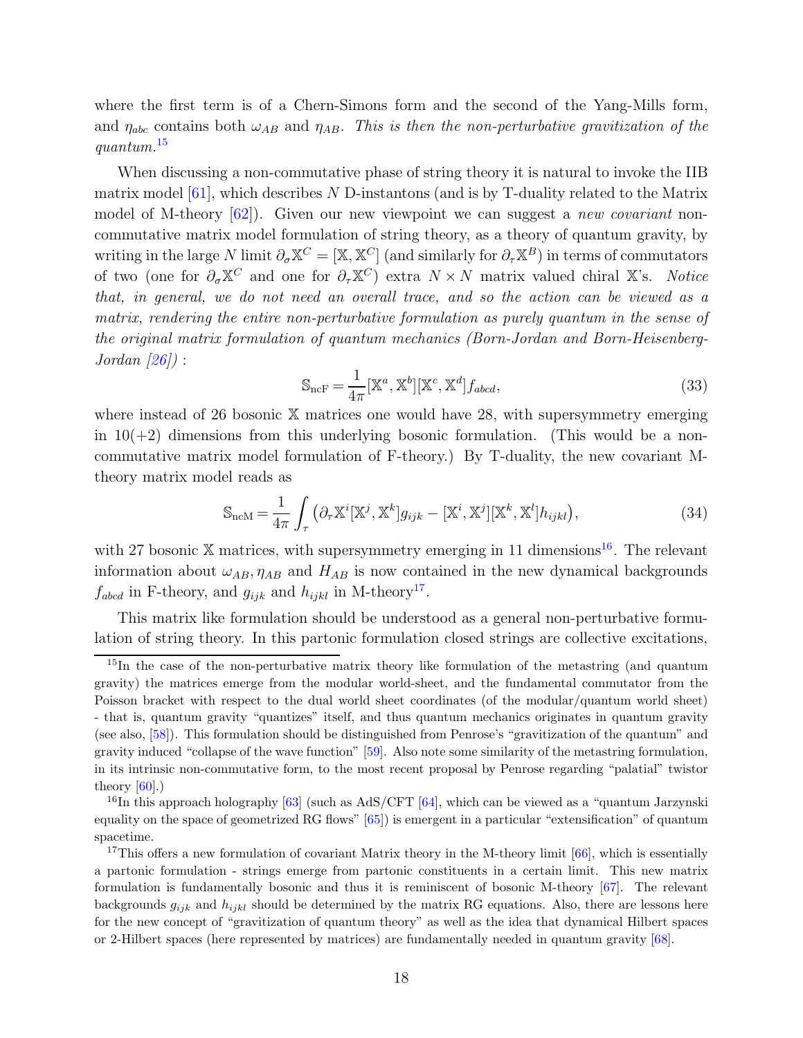where the first term is of a Chern-Simons form and the second of the Yang-Mills form, and $\eta_{abc}$ contains both $\omega_{AB}$ and $\eta_{AB}$. *This is then the non-perturbative gravitization of the quantum.*[15]

When discussing a non-commutative phase of string theory it is natural to invoke the IIB matrix model [61], which describes $N$ D-instantons (and is by T-duality related to the Matrix model of M-theory [62]). Given our new viewpoint we can suggest a *new covariant* non-commutative matrix model formulation of string theory, as a theory of quantum gravity, by writing in the large $N$ limit $\partial_\sigma \mathbb{X}^C = [\mathbb{X}, \mathbb{X}^C]$ (and similarly for $\partial_\tau \mathbb{X}^B$) in terms of commutators of two (one for $\partial_\sigma \mathbb{X}^C$ and one for $\partial_\tau \mathbb{X}^C$) extra $N \times N$ matrix valued chiral $\mathbb{X}$'s. *Notice that, in general, we do not need an overall trace, and so the action can be viewed as a matrix, rendering the entire non-perturbative formulation as purely quantum in the sense of the original matrix formulation of quantum mechanics (Born-Jordan and Born-Heisenberg-Jordan [26])* :

$$\mathbb{S}_{\text{ncF}} = \frac{1}{4\pi}[\mathbb{X}^a, \mathbb{X}^b][\mathbb{X}^c, \mathbb{X}^d] f_{abcd}, \tag{33}$$

where instead of 26 bosonic $\mathbb{X}$ matrices one would have 28, with supersymmetry emerging in 10(+2) dimensions from this underlying bosonic formulation. (This would be a non-commutative matrix model formulation of F-theory.) By T-duality, the new covariant M-theory matrix model reads as

$$\mathbb{S}_{\text{ncM}} = \frac{1}{4\pi}\int_\tau \left(\partial_\tau \mathbb{X}^i [\mathbb{X}^j, \mathbb{X}^k] g_{ijk} - [\mathbb{X}^i, \mathbb{X}^j][\mathbb{X}^k, \mathbb{X}^l] h_{ijkl}\right), \tag{34}$$

with 27 bosonic $\mathbb{X}$ matrices, with supersymmetry emerging in 11 dimensions[16]. The relevant information about $\omega_{AB}, \eta_{AB}$ and $H_{AB}$ is now contained in the new dynamical backgrounds $f_{abcd}$ in F-theory, and $g_{ijk}$ and $h_{ijkl}$ in M-theory[17].

This matrix like formulation should be understood as a general non-perturbative formulation of string theory. In this partonic formulation closed strings are collective excitations,

---

[15] In the case of the non-perturbative matrix theory like formulation of the metastring (and quantum gravity) the matrices emerge from the modular world-sheet, and the fundamental commutator from the Poisson bracket with respect to the dual world sheet coordinates (of the modular/quantum world sheet) - that is, quantum gravity "quantizes" itself, and thus quantum mechanics originates in quantum gravity (see also, [58]). This formulation should be distinguished from Penrose's "gravitization of the quantum" and gravity induced "collapse of the wave function" [59]. Also note some similarity of the metastring formulation, in its intrinsic non-commutative form, to the most recent proposal by Penrose regarding "palatial" twistor theory [60].)

[16] In this approach holography [63] (such as AdS/CFT [64], which can be viewed as a "quantum Jarzynski equality on the space of geometrized RG flows" [65]) is emergent in a particular "extensification" of quantum spacetime.

[17] This offers a new formulation of covariant Matrix theory in the M-theory limit [66], which is essentially a partonic formulation - strings emerge from partonic constituents in a certain limit. This new matrix formulation is fundamentally bosonic and thus it is reminiscent of bosonic M-theory [67]. The relevant backgrounds $g_{ijk}$ and $h_{ijkl}$ should be determined by the matrix RG equations. Also, there are lessons here for the new concept of "gravitization of quantum theory" as well as the idea that dynamical Hilbert spaces or 2-Hilbert spaces (here represented by matrices) are fundamentally needed in quantum gravity [68].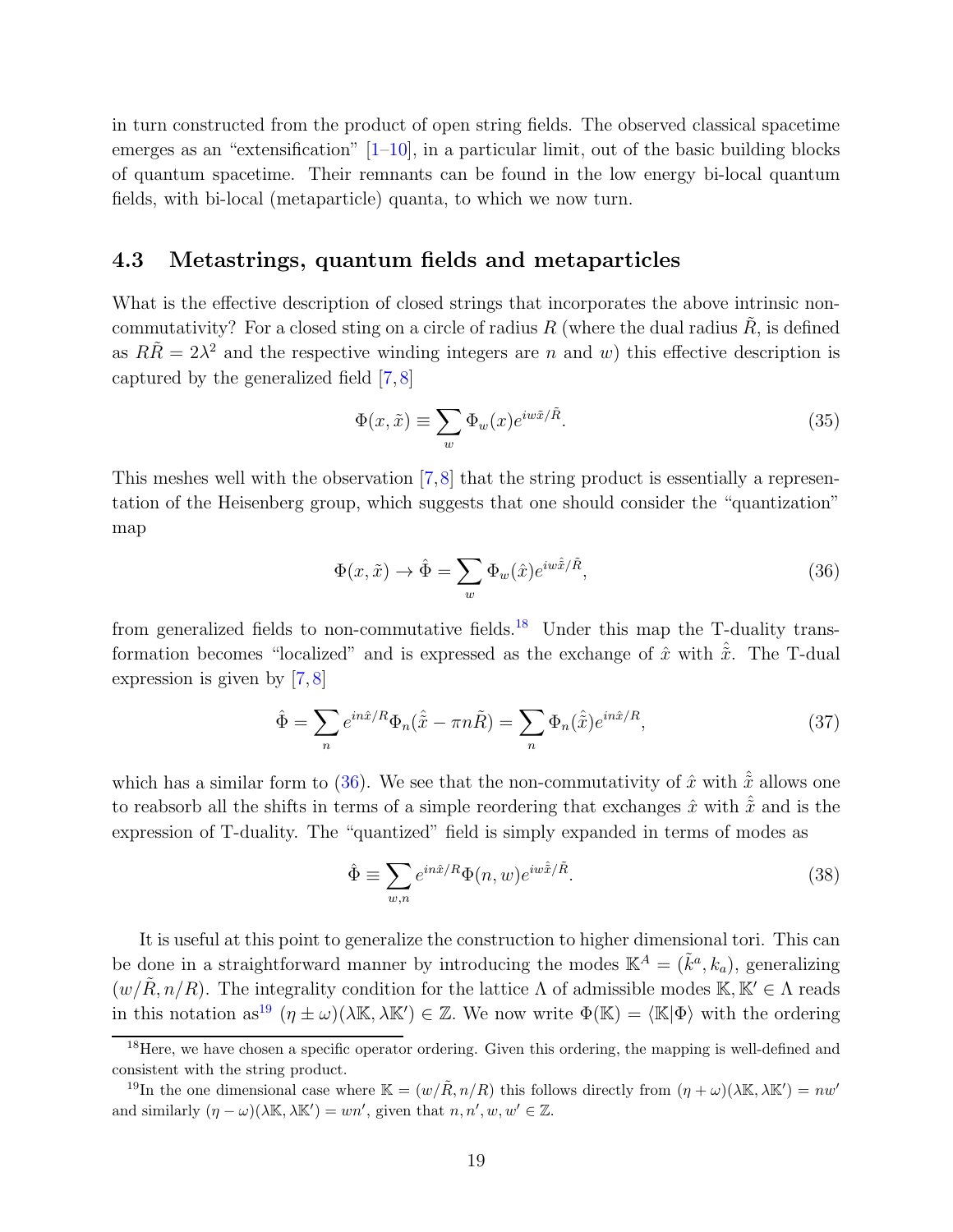in turn constructed from the product of open string fields. The observed classical spacetime emerges as an "extensification" [1–10], in a particular limit, out of the basic building blocks of quantum spacetime. Their remnants can be found in the low energy bi-local quantum fields, with bi-local (metaparticle) quanta, to which we now turn.

### 4.3 Metastrings, quantum fields and metaparticles

What is the effective description of closed strings that incorporates the above intrinsic non-commutativity? For a closed sting on a circle of radius $R$ (where the dual radius $\tilde{R}$, is defined as $R\tilde{R} = 2\lambda^2$ and the respective winding integers are $n$ and $w$) this effective description is captured by the generalized field [7, 8]

$$\Phi(x, \tilde{x}) \equiv \sum_w \Phi_w(x) e^{iw\tilde{x}/\tilde{R}}. \tag{35}$$

This meshes well with the observation [7, 8] that the string product is essentially a representation of the Heisenberg group, which suggests that one should consider the "quantization" map

$$\Phi(x, \tilde{x}) \to \hat{\Phi} = \sum_w \Phi_w(\hat{x}) e^{iw\hat{\tilde{x}}/\tilde{R}}, \tag{36}$$

from generalized fields to non-commutative fields.[18] Under this map the T-duality transformation becomes "localized" and is expressed as the exchange of $\hat{x}$ with $\hat{\tilde{x}}$. The T-dual expression is given by [7, 8]

$$\hat{\Phi} = \sum_n e^{in\hat{x}/R} \Phi_n(\hat{\tilde{x}} - \pi n \tilde{R}) = \sum_n \Phi_n(\hat{\tilde{x}}) e^{in\hat{x}/R}, \tag{37}$$

which has a similar form to (36). We see that the non-commutativity of $\hat{x}$ with $\hat{\tilde{x}}$ allows one to reabsorb all the shifts in terms of a simple reordering that exchanges $\hat{x}$ with $\hat{\tilde{x}}$ and is the expression of T-duality. The "quantized" field is simply expanded in terms of modes as

$$\hat{\Phi} \equiv \sum_{w,n} e^{in\hat{x}/R} \Phi(n, w) e^{iw\hat{\tilde{x}}/\tilde{R}}. \tag{38}$$

It is useful at this point to generalize the construction to higher dimensional tori. This can be done in a straightforward manner by introducing the modes $\mathbb{K}^A = (\tilde{k}^a, k_a)$, generalizing $(w/\tilde{R}, n/R)$. The integrality condition for the lattice $\Lambda$ of admissible modes $\mathbb{K}, \mathbb{K}' \in \Lambda$ reads in this notation as[19] $(\eta \pm \omega)(\lambda\mathbb{K}, \lambda\mathbb{K}') \in \mathbb{Z}$. We now write $\Phi(\mathbb{K}) = \langle \mathbb{K} | \Phi \rangle$ with the ordering

---

[18] Here, we have chosen a specific operator ordering. Given this ordering, the mapping is well-defined and consistent with the string product.

[19] In the one dimensional case where $\mathbb{K} = (w/\tilde{R}, n/R)$ this follows directly from $(\eta + \omega)(\lambda\mathbb{K}, \lambda\mathbb{K}') = nw'$ and similarly $(\eta - \omega)(\lambda\mathbb{K}, \lambda\mathbb{K}') = wn'$, given that $n, n', w, w' \in \mathbb{Z}$.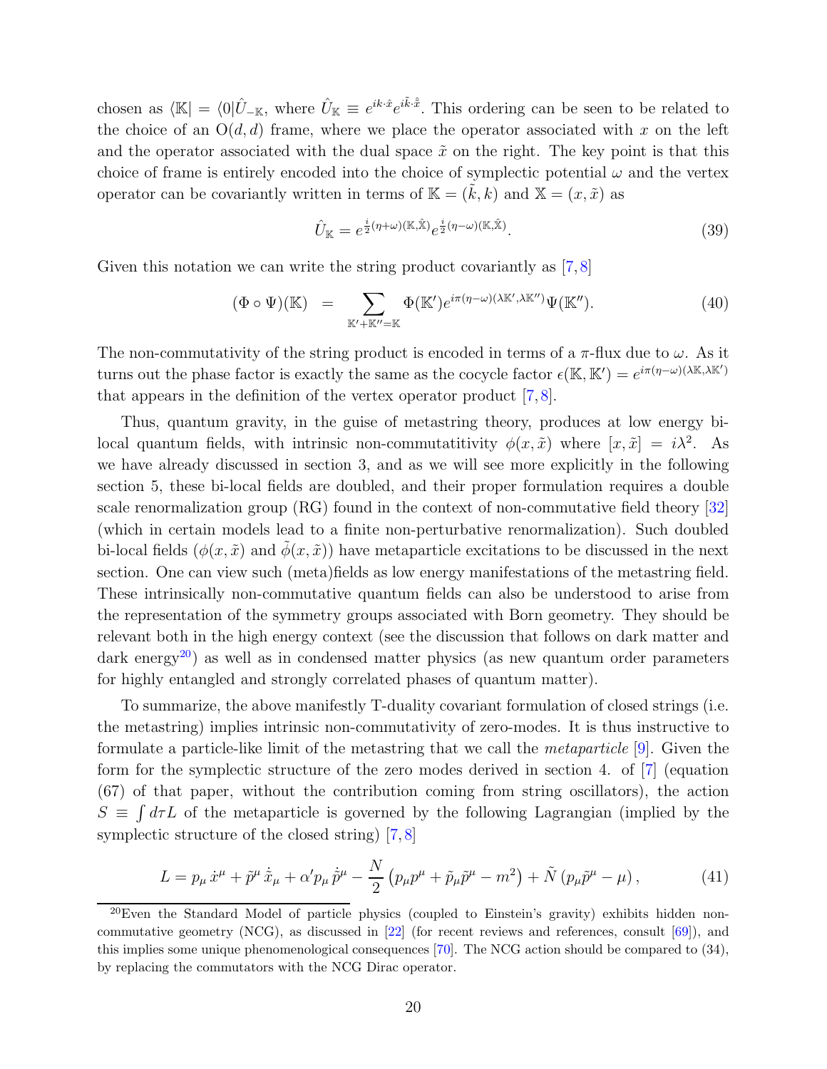chosen as $\langle \mathbb{K}| = \langle 0|\hat{U}_{-\mathbb{K}}$, where $\hat{U}_{\mathbb{K}} \equiv e^{ik\cdot\hat{x}}e^{i\tilde{k}\cdot\hat{\tilde{x}}}$. This ordering can be seen to be related to the choice of an $\mathrm{O}(d,d)$ frame, where we place the operator associated with $x$ on the left and the operator associated with the dual space $\tilde{x}$ on the right. The key point is that this choice of frame is entirely encoded into the choice of symplectic potential $\omega$ and the vertex operator can be covariantly written in terms of $\mathbb{K} = (\tilde{k}, k)$ and $\mathbb{X} = (x, \tilde{x})$ as

$$\hat{U}_{\mathbb{K}} = e^{\frac{i}{2}(\eta+\omega)(\mathbb{K},\hat{\mathbb{X}})}e^{\frac{i}{2}(\eta-\omega)(\mathbb{K},\hat{\mathbb{X}})}. \tag{39}$$

Given this notation we can write the string product covariantly as [7,8]

$$(\Phi \circ \Psi)(\mathbb{K}) \;=\; \sum_{\mathbb{K}'+\mathbb{K}''=\mathbb{K}} \Phi(\mathbb{K}')e^{i\pi(\eta-\omega)(\lambda\mathbb{K}',\lambda\mathbb{K}'')}\Psi(\mathbb{K}''). \tag{40}$$

The non-commutativity of the string product is encoded in terms of a $\pi$-flux due to $\omega$. As it turns out the phase factor is exactly the same as the cocycle factor $\epsilon(\mathbb{K},\mathbb{K}') = e^{i\pi(\eta-\omega)(\lambda\mathbb{K},\lambda\mathbb{K}')}$ that appears in the definition of the vertex operator product [7,8].

Thus, quantum gravity, in the guise of metastring theory, produces at low energy bi-local quantum fields, with intrinsic non-commutatitivity $\phi(x,\tilde{x})$ where $[x,\tilde{x}] = i\lambda^2$. As we have already discussed in section 3, and as we will see more explicitly in the following section 5, these bi-local fields are doubled, and their proper formulation requires a double scale renormalization group (RG) found in the context of non-commutative field theory [32] (which in certain models lead to a finite non-perturbative renormalization). Such doubled bi-local fields ($\phi(x,\tilde{x})$ and $\tilde{\phi}(x,\tilde{x})$) have metaparticle excitations to be discussed in the next section. One can view such (meta)fields as low energy manifestations of the metastring field. These intrinsically non-commutative quantum fields can also be understood to arise from the representation of the symmetry groups associated with Born geometry. They should be relevant both in the high energy context (see the discussion that follows on dark matter and dark energy[20]) as well as in condensed matter physics (as new quantum order parameters for highly entangled and strongly correlated phases of quantum matter).

To summarize, the above manifestly T-duality covariant formulation of closed strings (i.e. the metastring) implies intrinsic non-commutativity of zero-modes. It is thus instructive to formulate a particle-like limit of the metastring that we call the *metaparticle* [9]. Given the form for the symplectic structure of the zero modes derived in section 4. of [7] (equation (67) of that paper, without the contribution coming from string oscillators), the action $S \equiv \int d\tau L$ of the metaparticle is governed by the following Lagrangian (implied by the symplectic structure of the closed string) [7,8]

$$L = p_\mu\,\dot{x}^\mu + \tilde{p}^\mu\,\dot{\tilde{x}}_\mu + \alpha' p_\mu\,\dot{\tilde{p}}^\mu - \frac{N}{2}\left(p_\mu p^\mu + \tilde{p}_\mu\tilde{p}^\mu - m^2\right) + \tilde{N}\left(p_\mu\tilde{p}^\mu - \mu\right), \tag{41}$$

[20] Even the Standard Model of particle physics (coupled to Einstein's gravity) exhibits hidden non-commutative geometry (NCG), as discussed in [22] (for recent reviews and references, consult [69]), and this implies some unique phenomenological consequences [70]. The NCG action should be compared to (34), by replacing the commutators with the NCG Dirac operator.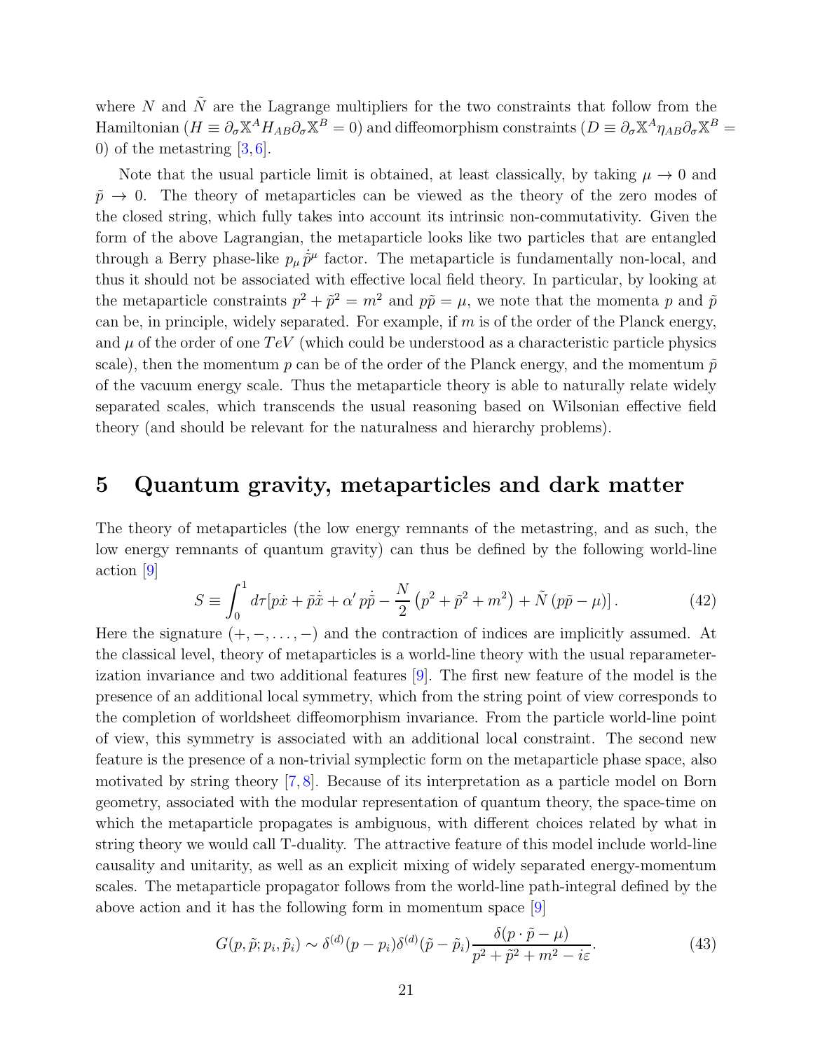where $N$ and $\tilde{N}$ are the Lagrange multipliers for the two constraints that follow from the Hamiltonian ($H \equiv \partial_\sigma \mathbb{X}^A H_{AB} \partial_\sigma \mathbb{X}^B = 0$) and diffeomorphism constraints ($D \equiv \partial_\sigma \mathbb{X}^A \eta_{AB} \partial_\sigma \mathbb{X}^B = 0$) of the metastring [3, 6].

Note that the usual particle limit is obtained, at least classically, by taking $\mu \to 0$ and $\tilde{p} \to 0$. The theory of metaparticles can be viewed as the theory of the zero modes of the closed string, which fully takes into account its intrinsic non-commutativity. Given the form of the above Lagrangian, the metaparticle looks like two particles that are entangled through a Berry phase-like $p_\mu \dot{\tilde{p}}^\mu$ factor. The metaparticle is fundamentally non-local, and thus it should not be associated with effective local field theory. In particular, by looking at the metaparticle constraints $p^2 + \tilde{p}^2 = m^2$ and $p\tilde{p} = \mu$, we note that the momenta $p$ and $\tilde{p}$ can be, in principle, widely separated. For example, if $m$ is of the order of the Planck energy, and $\mu$ of the order of one $TeV$ (which could be understood as a characteristic particle physics scale), then the momentum $p$ can be of the order of the Planck energy, and the momentum $\tilde{p}$ of the vacuum energy scale. Thus the metaparticle theory is able to naturally relate widely separated scales, which transcends the usual reasoning based on Wilsonian effective field theory (and should be relevant for the naturalness and hierarchy problems).

# 5 Quantum gravity, metaparticles and dark matter

The theory of metaparticles (the low energy remnants of the metastring, and as such, the low energy remnants of quantum gravity) can thus be defined by the following world-line action [9]

$$S \equiv \int_0^1 d\tau [p\dot{x} + \tilde{p}\dot{\tilde{x}} + \alpha' \, p\dot{\tilde{p}} - \frac{N}{2}\left(p^2 + \tilde{p}^2 + m^2\right) + \tilde{N}\left(p\tilde{p} - \mu\right)]. \tag{42}$$

Here the signature $(+, -, \ldots, -)$ and the contraction of indices are implicitly assumed. At the classical level, theory of metaparticles is a world-line theory with the usual reparameterization invariance and two additional features [9]. The first new feature of the model is the presence of an additional local symmetry, which from the string point of view corresponds to the completion of worldsheet diffeomorphism invariance. From the particle world-line point of view, this symmetry is associated with an additional local constraint. The second new feature is the presence of a non-trivial symplectic form on the metaparticle phase space, also motivated by string theory [7, 8]. Because of its interpretation as a particle model on Born geometry, associated with the modular representation of quantum theory, the space-time on which the metaparticle propagates is ambiguous, with different choices related by what in string theory we would call T-duality. The attractive feature of this model include world-line causality and unitarity, as well as an explicit mixing of widely separated energy-momentum scales. The metaparticle propagator follows from the world-line path-integral defined by the above action and it has the following form in momentum space [9]

$$G(p, \tilde{p}; p_i, \tilde{p}_i) \sim \delta^{(d)}(p - p_i)\delta^{(d)}(\tilde{p} - \tilde{p}_i)\frac{\delta(p \cdot \tilde{p} - \mu)}{p^2 + \tilde{p}^2 + m^2 - i\varepsilon}. \tag{43}$$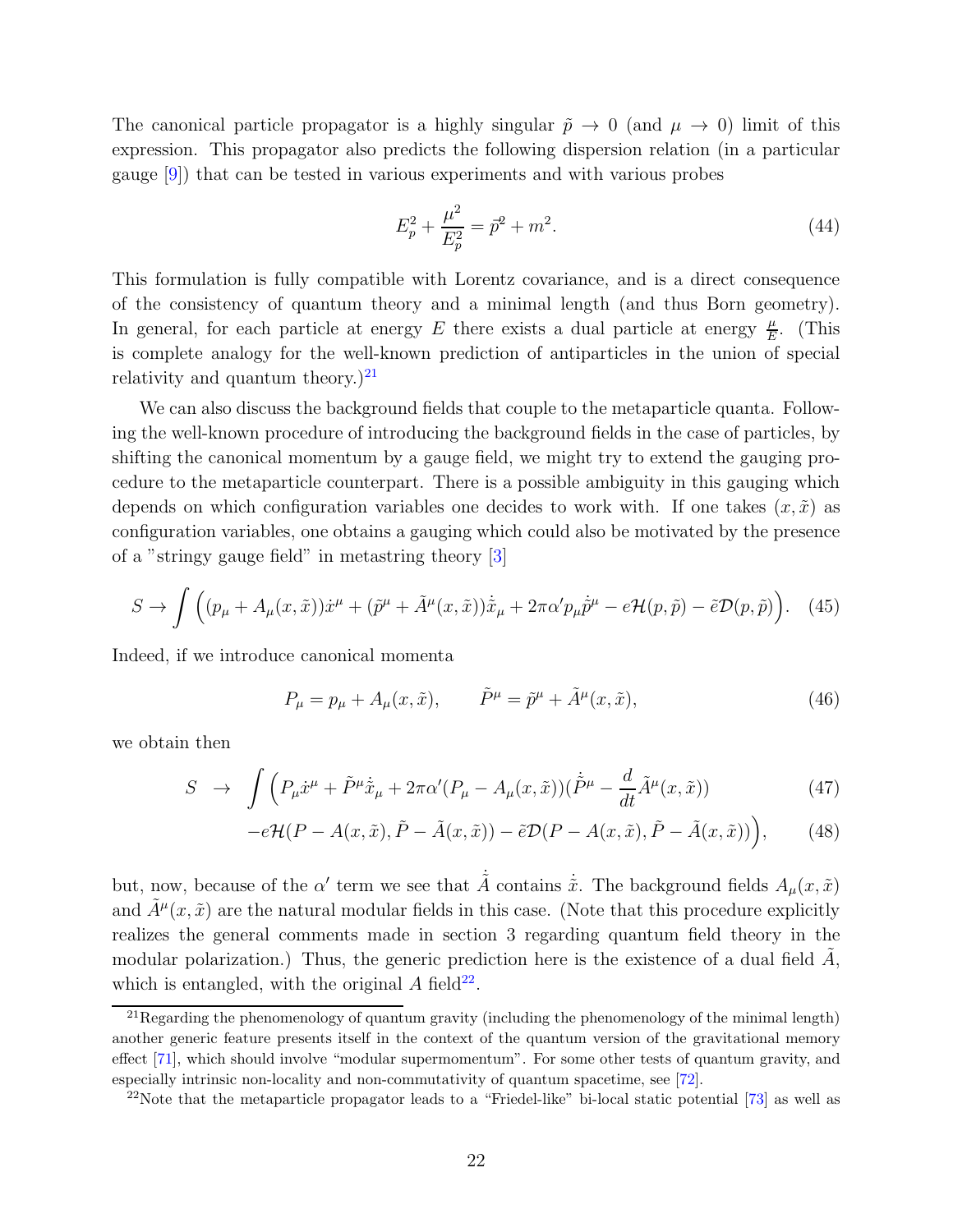The canonical particle propagator is a highly singular $\tilde{p} \to 0$ (and $\mu \to 0$) limit of this expression. This propagator also predicts the following dispersion relation (in a particular gauge [9]) that can be tested in various experiments and with various probes

$$E_p^2 + \frac{\mu^2}{E_p^2} = \vec{p}^2 + m^2. \tag{44}$$

This formulation is fully compatible with Lorentz covariance, and is a direct consequence of the consistency of quantum theory and a minimal length (and thus Born geometry). In general, for each particle at energy $E$ there exists a dual particle at energy $\frac{\mu}{E}$. (This is complete analogy for the well-known prediction of antiparticles in the union of special relativity and quantum theory.)[21]

We can also discuss the background fields that couple to the metaparticle quanta. Following the well-known procedure of introducing the background fields in the case of particles, by shifting the canonical momentum by a gauge field, we might try to extend the gauging procedure to the metaparticle counterpart. There is a possible ambiguity in this gauging which depends on which configuration variables one decides to work with. If one takes $(x, \tilde{x})$ as configuration variables, one obtains a gauging which could also be motivated by the presence of a "stringy gauge field" in metastring theory [3]

$$S \to \int \Big( (p_\mu + A_\mu(x,\tilde{x}))\dot{x}^\mu + (\tilde{p}^\mu + \tilde{A}^\mu(x,\tilde{x}))\dot{\tilde{x}}_\mu + 2\pi\alpha' p_\mu \dot{\tilde{p}}^\mu - e\mathcal{H}(p,\tilde{p}) - \tilde{e}\mathcal{D}(p,\tilde{p}) \Big). \tag{45}$$

Indeed, if we introduce canonical momenta

$$P_\mu = p_\mu + A_\mu(x,\tilde{x}), \qquad \tilde{P}^\mu = \tilde{p}^\mu + \tilde{A}^\mu(x,\tilde{x}), \tag{46}$$

we obtain then

$$S \;\to\; \int \Big( P_\mu \dot{x}^\mu + \tilde{P}^\mu \dot{\tilde{x}}_\mu + 2\pi\alpha'(P_\mu - A_\mu(x,\tilde{x}))(\dot{\tilde{P}}^\mu - \frac{d}{dt}\tilde{A}^\mu(x,\tilde{x})) \tag{47}$$

$$-e\mathcal{H}(P - A(x,\tilde{x}), \tilde{P} - \tilde{A}(x,\tilde{x})) - \tilde{e}\mathcal{D}(P - A(x,\tilde{x}), \tilde{P} - \tilde{A}(x,\tilde{x})) \Big), \tag{48}$$

but, now, because of the $\alpha'$ term we see that $\dot{\tilde{A}}$ contains $\dot{\tilde{x}}$. The background fields $A_\mu(x,\tilde{x})$ and $\tilde{A}^\mu(x,\tilde{x})$ are the natural modular fields in this case. (Note that this procedure explicitly realizes the general comments made in section 3 regarding quantum field theory in the modular polarization.) Thus, the generic prediction here is the existence of a dual field $\tilde{A}$, which is entangled, with the original $A$ field[22].

[21] Regarding the phenomenology of quantum gravity (including the phenomenology of the minimal length) another generic feature presents itself in the context of the quantum version of the gravitational memory effect [71], which should involve "modular supermomentum". For some other tests of quantum gravity, and especially intrinsic non-locality and non-commutativity of quantum spacetime, see [72].

[22] Note that the metaparticle propagator leads to a "Friedel-like" bi-local static potential [73] as well as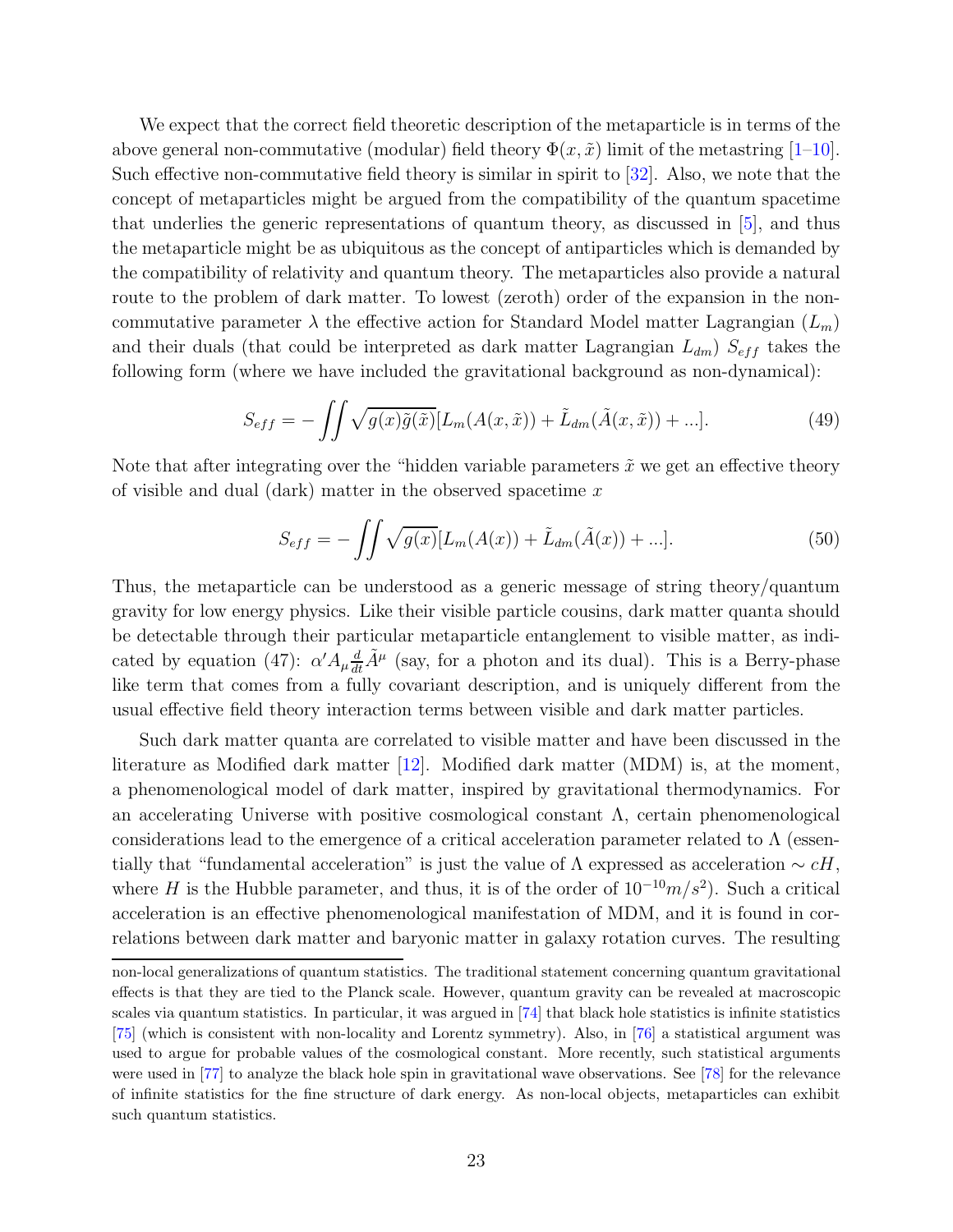We expect that the correct field theoretic description of the metaparticle is in terms of the above general non-commutative (modular) field theory $\Phi(x, \tilde{x})$ limit of the metastring [1–10]. Such effective non-commutative field theory is similar in spirit to [32]. Also, we note that the concept of metaparticles might be argued from the compatibility of the quantum spacetime that underlies the generic representations of quantum theory, as discussed in [5], and thus the metaparticle might be as ubiquitous as the concept of antiparticles which is demanded by the compatibility of relativity and quantum theory. The metaparticles also provide a natural route to the problem of dark matter. To lowest (zeroth) order of the expansion in the non-commutative parameter $\lambda$ the effective action for Standard Model matter Lagrangian ($L_m$) and their duals (that could be interpreted as dark matter Lagrangian $L_{dm}$) $S_{eff}$ takes the following form (where we have included the gravitational background as non-dynamical):

$$S_{eff} = -\iint \sqrt{g(x)\tilde{g}(\tilde{x})}[L_m(A(x, \tilde{x})) + \tilde{L}_{dm}(\tilde{A}(x, \tilde{x})) + ...]. \tag{49}$$

Note that after integrating over the "hidden variable parameters $\tilde{x}$ we get an effective theory of visible and dual (dark) matter in the observed spacetime $x$

$$S_{eff} = -\iint \sqrt{g(x)}[L_m(A(x)) + \tilde{L}_{dm}(\tilde{A}(x)) + ...]. \tag{50}$$

Thus, the metaparticle can be understood as a generic message of string theory/quantum gravity for low energy physics. Like their visible particle cousins, dark matter quanta should be detectable through their particular metaparticle entanglement to visible matter, as indicated by equation (47): $\alpha' A_\mu \frac{d}{dt} \tilde{A}^\mu$ (say, for a photon and its dual). This is a Berry-phase like term that comes from a fully covariant description, and is uniquely different from the usual effective field theory interaction terms between visible and dark matter particles.

Such dark matter quanta are correlated to visible matter and have been discussed in the literature as Modified dark matter [12]. Modified dark matter (MDM) is, at the moment, a phenomenological model of dark matter, inspired by gravitational thermodynamics. For an accelerating Universe with positive cosmological constant $\Lambda$, certain phenomenological considerations lead to the emergence of a critical acceleration parameter related to $\Lambda$ (essentially that "fundamental acceleration" is just the value of $\Lambda$ expressed as acceleration $\sim cH$, where $H$ is the Hubble parameter, and thus, it is of the order of $10^{-10} m/s^2$). Such a critical acceleration is an effective phenomenological manifestation of MDM, and it is found in correlations between dark matter and baryonic matter in galaxy rotation curves. The resulting

non-local generalizations of quantum statistics. The traditional statement concerning quantum gravitational effects is that they are tied to the Planck scale. However, quantum gravity can be revealed at macroscopic scales via quantum statistics. In particular, it was argued in [74] that black hole statistics is infinite statistics [75] (which is consistent with non-locality and Lorentz symmetry). Also, in [76] a statistical argument was used to argue for probable values of the cosmological constant. More recently, such statistical arguments were used in [77] to analyze the black hole spin in gravitational wave observations. See [78] for the relevance of infinite statistics for the fine structure of dark energy. As non-local objects, metaparticles can exhibit such quantum statistics.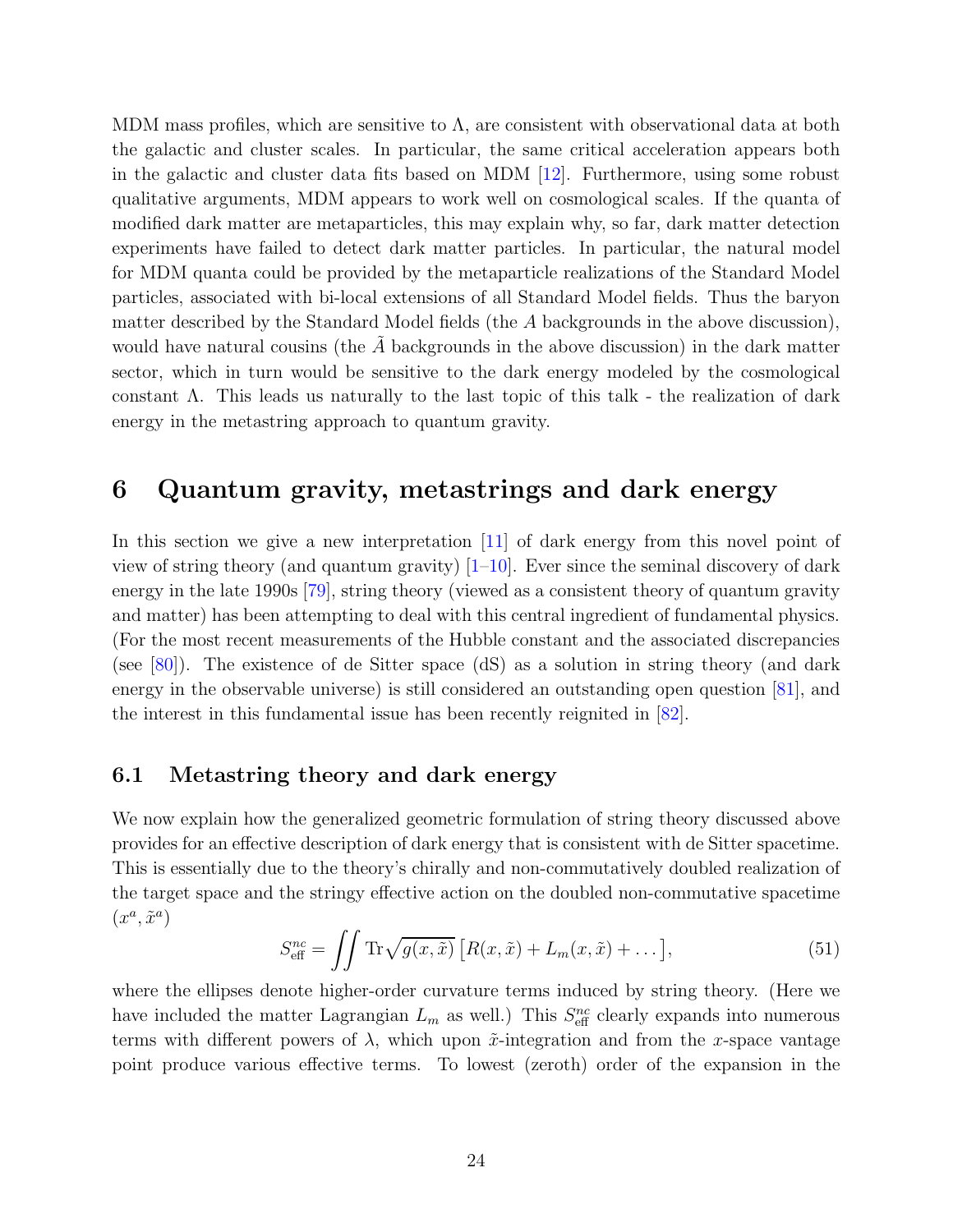MDM mass profiles, which are sensitive to $\Lambda$, are consistent with observational data at both the galactic and cluster scales. In particular, the same critical acceleration appears both in the galactic and cluster data fits based on MDM [12]. Furthermore, using some robust qualitative arguments, MDM appears to work well on cosmological scales. If the quanta of modified dark matter are metaparticles, this may explain why, so far, dark matter detection experiments have failed to detect dark matter particles. In particular, the natural model for MDM quanta could be provided by the metaparticle realizations of the Standard Model particles, associated with bi-local extensions of all Standard Model fields. Thus the baryon matter described by the Standard Model fields (the $A$ backgrounds in the above discussion), would have natural cousins (the $\tilde{A}$ backgrounds in the above discussion) in the dark matter sector, which in turn would be sensitive to the dark energy modeled by the cosmological constant $\Lambda$. This leads us naturally to the last topic of this talk - the realization of dark energy in the metastring approach to quantum gravity.

# 6 Quantum gravity, metastrings and dark energy

In this section we give a new interpretation [11] of dark energy from this novel point of view of string theory (and quantum gravity) [1–10]. Ever since the seminal discovery of dark energy in the late 1990s [79], string theory (viewed as a consistent theory of quantum gravity and matter) has been attempting to deal with this central ingredient of fundamental physics. (For the most recent measurements of the Hubble constant and the associated discrepancies (see [80]). The existence of de Sitter space (dS) as a solution in string theory (and dark energy in the observable universe) is still considered an outstanding open question [81], and the interest in this fundamental issue has been recently reignited in [82].

## 6.1 Metastring theory and dark energy

We now explain how the generalized geometric formulation of string theory discussed above provides for an effective description of dark energy that is consistent with de Sitter spacetime. This is essentially due to the theory's chirally and non-commutatively doubled realization of the target space and the stringy effective action on the doubled non-commutative spacetime $(x^a, \tilde{x}^a)$

$$S_{\text{eff}}^{nc} = \iint \text{Tr}\sqrt{g(x,\tilde{x})}\,\big[R(x,\tilde{x}) + L_m(x,\tilde{x}) + \dots\big], \tag{51}$$

where the ellipses denote higher-order curvature terms induced by string theory. (Here we have included the matter Lagrangian $L_m$ as well.) This $S_{\text{eff}}^{nc}$ clearly expands into numerous terms with different powers of $\lambda$, which upon $\tilde{x}$-integration and from the $x$-space vantage point produce various effective terms. To lowest (zeroth) order of the expansion in the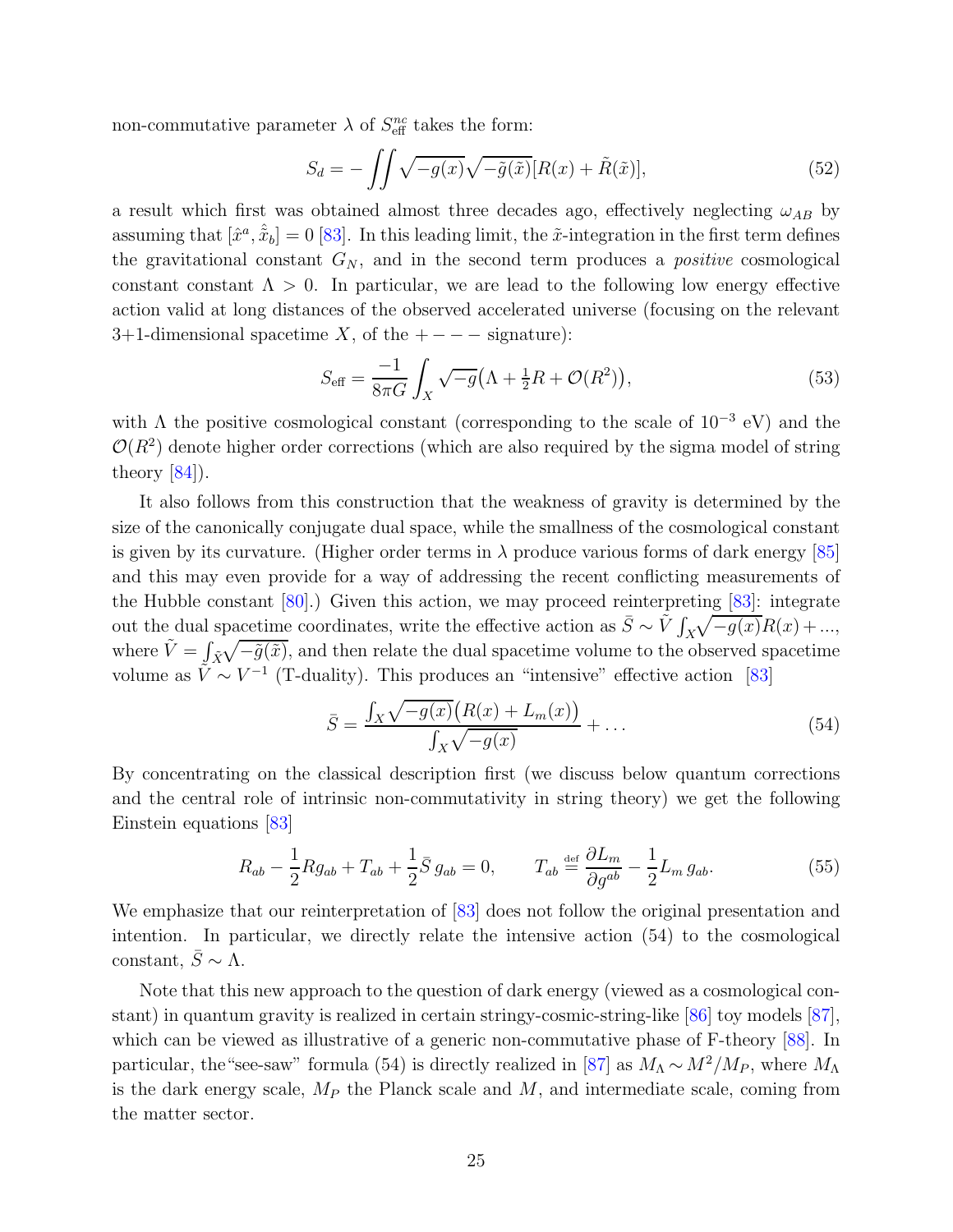non-commutative parameter $\lambda$ of $S^{nc}_{\text{eff}}$ takes the form:

$$S_d = -\iint \sqrt{-g(x)}\sqrt{-\tilde{g}(\tilde{x})}[R(x) + \tilde{R}(\tilde{x})], \tag{52}$$

a result which first was obtained almost three decades ago, effectively neglecting $\omega_{AB}$ by assuming that $[\hat{x}^a, \hat{\tilde{x}}_b] = 0$ [83]. In this leading limit, the $\tilde{x}$-integration in the first term defines the gravitational constant $G_N$, and in the second term produces a *positive* cosmological constant constant $\Lambda > 0$. In particular, we are lead to the following low energy effective action valid at long distances of the observed accelerated universe (focusing on the relevant 3+1-dimensional spacetime $X$, of the $+---$ signature):

$$S_{\text{eff}} = \frac{-1}{8\pi G}\int_X \sqrt{-g}\big(\Lambda + \tfrac{1}{2}R + \mathcal{O}(R^2)\big), \tag{53}$$

with $\Lambda$ the positive cosmological constant (corresponding to the scale of $10^{-3}$ eV) and the $\mathcal{O}(R^2)$ denote higher order corrections (which are also required by the sigma model of string theory [84]).

It also follows from this construction that the weakness of gravity is determined by the size of the canonically conjugate dual space, while the smallness of the cosmological constant is given by its curvature. (Higher order terms in $\lambda$ produce various forms of dark energy [85] and this may even provide for a way of addressing the recent conflicting measurements of the Hubble constant [80].) Given this action, we may proceed reinterpreting [83]: integrate out the dual spacetime coordinates, write the effective action as $\bar{S} \sim \tilde{V}\int_X \sqrt{-g(x)}R(x) + ...$, where $\tilde{V} = \int_{\tilde{X}} \sqrt{-\tilde{g}(\tilde{x})}$, and then relate the dual spacetime volume to the observed spacetime volume as $\tilde{V} \sim V^{-1}$ (T-duality). This produces an "intensive" effective action [83]

$$\bar{S} = \frac{\int_X \sqrt{-g(x)}\big(R(x) + L_m(x)\big)}{\int_X \sqrt{-g(x)}} + \dots \tag{54}$$

By concentrating on the classical description first (we discuss below quantum corrections and the central role of intrinsic non-commutativity in string theory) we get the following Einstein equations [83]

$$R_{ab} - \frac{1}{2}Rg_{ab} + T_{ab} + \frac{1}{2}\bar{S}\, g_{ab} = 0, \qquad T_{ab} \overset{\text{def}}{=} \frac{\partial L_m}{\partial g^{ab}} - \frac{1}{2}L_m\, g_{ab}. \tag{55}$$

We emphasize that our reinterpretation of [83] does not follow the original presentation and intention. In particular, we directly relate the intensive action (54) to the cosmological constant, $\bar{S} \sim \Lambda$.

Note that this new approach to the question of dark energy (viewed as a cosmological constant) in quantum gravity is realized in certain stringy-cosmic-string-like [86] toy models [87], which can be viewed as illustrative of a generic non-commutative phase of F-theory [88]. In particular, the"see-saw" formula (54) is directly realized in [87] as $M_\Lambda \sim M^2/M_P$, where $M_\Lambda$ is the dark energy scale, $M_P$ the Planck scale and $M$, and intermediate scale, coming from the matter sector.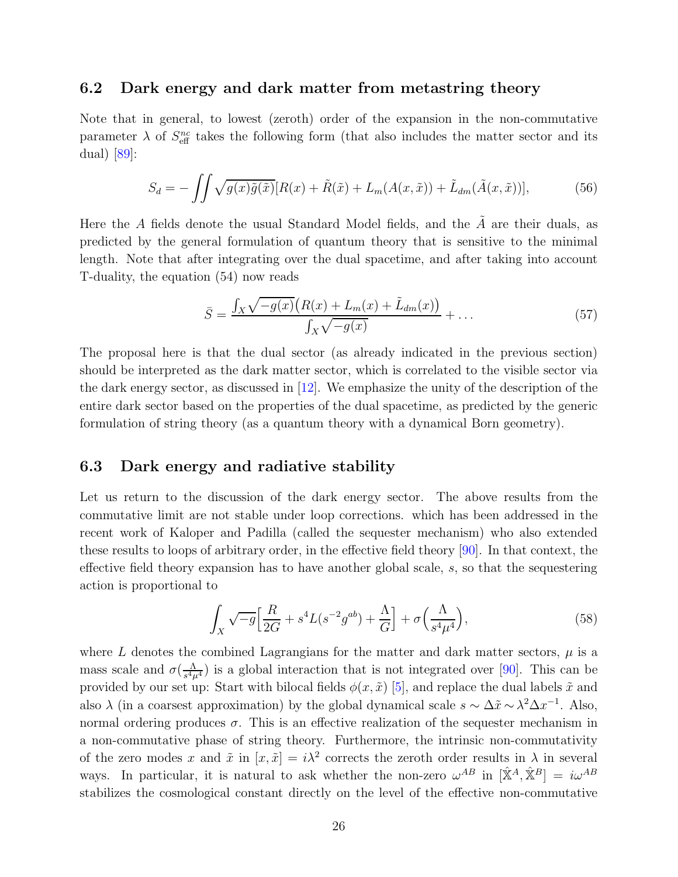### 6.2 Dark energy and dark matter from metastring theory

Note that in general, to lowest (zeroth) order of the expansion in the non-commutative parameter $\lambda$ of $S_{\text{eff}}^{nc}$ takes the following form (that also includes the matter sector and its dual) [89]:

$$S_d = -\iint \sqrt{g(x)\tilde{g}(\tilde{x})}[R(x) + \tilde{R}(\tilde{x}) + L_m(A(x,\tilde{x})) + \tilde{L}_{dm}(\tilde{A}(x,\tilde{x}))], \tag{56}$$

Here the $A$ fields denote the usual Standard Model fields, and the $\tilde{A}$ are their duals, as predicted by the general formulation of quantum theory that is sensitive to the minimal length. Note that after integrating over the dual spacetime, and after taking into account T-duality, the equation (54) now reads

$$\bar{S} = \frac{\int_X \sqrt{-g(x)}\big(R(x) + L_m(x) + \tilde{L}_{dm}(x)\big)}{\int_X \sqrt{-g(x)}} + \ldots \tag{57}$$

The proposal here is that the dual sector (as already indicated in the previous section) should be interpreted as the dark matter sector, which is correlated to the visible sector via the dark energy sector, as discussed in [12]. We emphasize the unity of the description of the entire dark sector based on the properties of the dual spacetime, as predicted by the generic formulation of string theory (as a quantum theory with a dynamical Born geometry).

### 6.3 Dark energy and radiative stability

Let us return to the discussion of the dark energy sector. The above results from the commutative limit are not stable under loop corrections. which has been addressed in the recent work of Kaloper and Padilla (called the sequester mechanism) who also extended these results to loops of arbitrary order, in the effective field theory [90]. In that context, the effective field theory expansion has to have another global scale, $s$, so that the sequestering action is proportional to

$$\int_X \sqrt{-g}\Big[\frac{R}{2G} + s^4 L(s^{-2}g^{ab}) + \frac{\Lambda}{G}\Big] + \sigma\Big(\frac{\Lambda}{s^4\mu^4}\Big), \tag{58}$$

where $L$ denotes the combined Lagrangians for the matter and dark matter sectors, $\mu$ is a mass scale and $\sigma(\frac{\Lambda}{s^4\mu^4})$ is a global interaction that is not integrated over [90]. This can be provided by our set up: Start with bilocal fields $\phi(x,\tilde{x})$ [5], and replace the dual labels $\tilde{x}$ and also $\lambda$ (in a coarsest approximation) by the global dynamical scale $s \sim \Delta\tilde{x} \sim \lambda^2 \Delta x^{-1}$. Also, normal ordering produces $\sigma$. This is an effective realization of the sequester mechanism in a non-commutative phase of string theory. Furthermore, the intrinsic non-commutativity of the zero modes $x$ and $\tilde{x}$ in $[x,\tilde{x}] = i\lambda^2$ corrects the zeroth order results in $\lambda$ in several ways. In particular, it is natural to ask whether the non-zero $\omega^{AB}$ in $[\hat{\mathbb{X}}^A, \hat{\mathbb{X}}^B] = i\omega^{AB}$ stabilizes the cosmological constant directly on the level of the effective non-commutative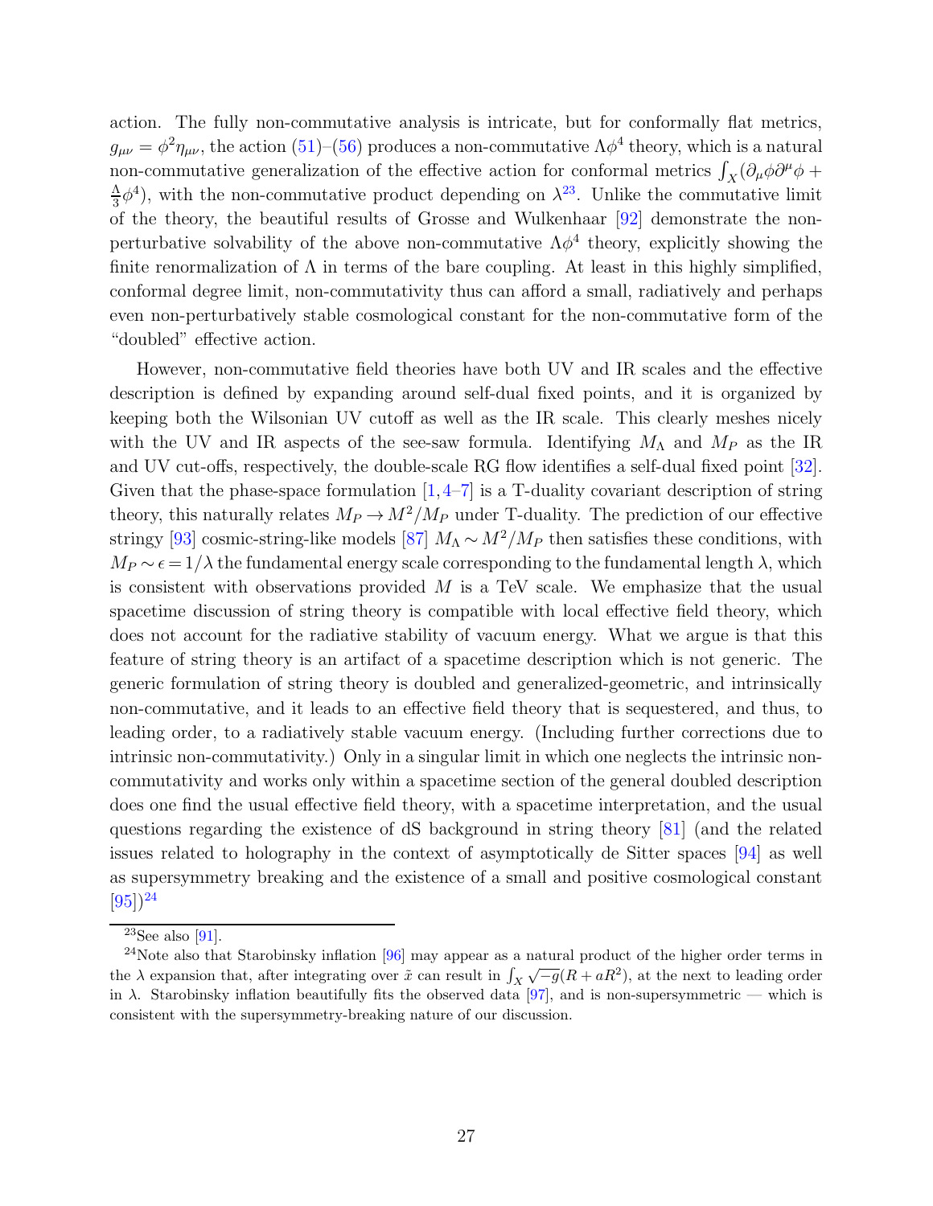action. The fully non-commutative analysis is intricate, but for conformally flat metrics, $g_{\mu\nu} = \phi^2 \eta_{\mu\nu}$, the action (51)–(56) produces a non-commutative $\Lambda\phi^4$ theory, which is a natural non-commutative generalization of the effective action for conformal metrics $\int_X (\partial_\mu \phi \partial^\mu \phi + \frac{\Lambda}{3}\phi^4)$, with the non-commutative product depending on $\lambda$[23]. Unlike the commutative limit of the theory, the beautiful results of Grosse and Wulkenhaar [92] demonstrate the non-perturbative solvability of the above non-commutative $\Lambda\phi^4$ theory, explicitly showing the finite renormalization of $\Lambda$ in terms of the bare coupling. At least in this highly simplified, conformal degree limit, non-commutativity thus can afford a small, radiatively and perhaps even non-perturbatively stable cosmological constant for the non-commutative form of the "doubled" effective action.

However, non-commutative field theories have both UV and IR scales and the effective description is defined by expanding around self-dual fixed points, and it is organized by keeping both the Wilsonian UV cutoff as well as the IR scale. This clearly meshes nicely with the UV and IR aspects of the see-saw formula. Identifying $M_\Lambda$ and $M_P$ as the IR and UV cut-offs, respectively, the double-scale RG flow identifies a self-dual fixed point [32]. Given that the phase-space formulation [1,4–7] is a T-duality covariant description of string theory, this naturally relates $M_P \to M^2/M_P$ under T-duality. The prediction of our effective stringy [93] cosmic-string-like models [87] $M_\Lambda \sim M^2/M_P$ then satisfies these conditions, with $M_P \sim \epsilon = 1/\lambda$ the fundamental energy scale corresponding to the fundamental length $\lambda$, which is consistent with observations provided $M$ is a TeV scale. We emphasize that the usual spacetime discussion of string theory is compatible with local effective field theory, which does not account for the radiative stability of vacuum energy. What we argue is that this feature of string theory is an artifact of a spacetime description which is not generic. The generic formulation of string theory is doubled and generalized-geometric, and intrinsically non-commutative, and it leads to an effective field theory that is sequestered, and thus, to leading order, to a radiatively stable vacuum energy. (Including further corrections due to intrinsic non-commutativity.) Only in a singular limit in which one neglects the intrinsic non-commutativity and works only within a spacetime section of the general doubled description does one find the usual effective field theory, with a spacetime interpretation, and the usual questions regarding the existence of dS background in string theory [81] (and the related issues related to holography in the context of asymptotically de Sitter spaces [94] as well as supersymmetry breaking and the existence of a small and positive cosmological constant [95])[24]

---

[23] See also [91].

[24] Note also that Starobinsky inflation [96] may appear as a natural product of the higher order terms in the $\lambda$ expansion that, after integrating over $\tilde{x}$ can result in $\int_X \sqrt{-g}(R + aR^2)$, at the next to leading order in $\lambda$. Starobinsky inflation beautifully fits the observed data [97], and is non-supersymmetric — which is consistent with the supersymmetry-breaking nature of our discussion.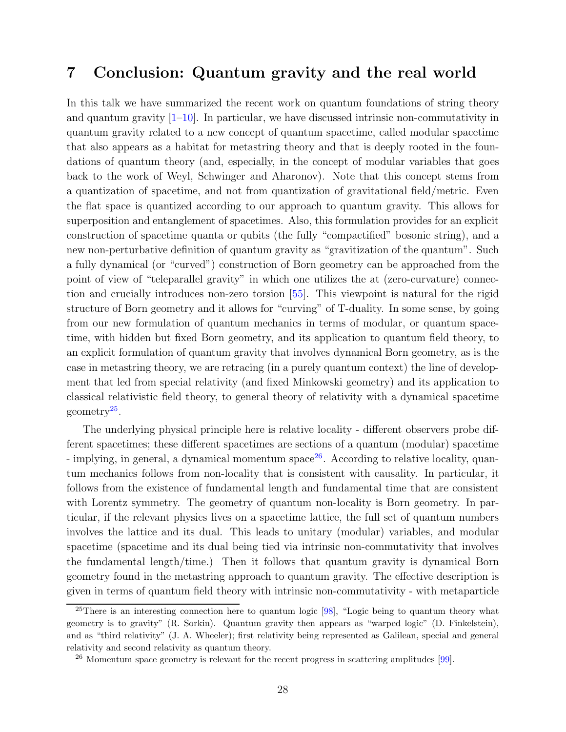# 7 Conclusion: Quantum gravity and the real world

In this talk we have summarized the recent work on quantum foundations of string theory and quantum gravity [1–10]. In particular, we have discussed intrinsic non-commutativity in quantum gravity related to a new concept of quantum spacetime, called modular spacetime that also appears as a habitat for metastring theory and that is deeply rooted in the foundations of quantum theory (and, especially, in the concept of modular variables that goes back to the work of Weyl, Schwinger and Aharonov). Note that this concept stems from a quantization of spacetime, and not from quantization of gravitational field/metric. Even the flat space is quantized according to our approach to quantum gravity. This allows for superposition and entanglement of spacetimes. Also, this formulation provides for an explicit construction of spacetime quanta or qubits (the fully "compactified" bosonic string), and a new non-perturbative definition of quantum gravity as "gravitization of the quantum". Such a fully dynamical (or "curved") construction of Born geometry can be approached from the point of view of "teleparallel gravity" in which one utilizes the at (zero-curvature) connection and crucially introduces non-zero torsion [55]. This viewpoint is natural for the rigid structure of Born geometry and it allows for "curving" of T-duality. In some sense, by going from our new formulation of quantum mechanics in terms of modular, or quantum spacetime, with hidden but fixed Born geometry, and its application to quantum field theory, to an explicit formulation of quantum gravity that involves dynamical Born geometry, as is the case in metastring theory, we are retracing (in a purely quantum context) the line of development that led from special relativity (and fixed Minkowski geometry) and its application to classical relativistic field theory, to general theory of relativity with a dynamical spacetime geometry[25].

The underlying physical principle here is relative locality - different observers probe different spacetimes; these different spacetimes are sections of a quantum (modular) spacetime - implying, in general, a dynamical momentum space[26]. According to relative locality, quantum mechanics follows from non-locality that is consistent with causality. In particular, it follows from the existence of fundamental length and fundamental time that are consistent with Lorentz symmetry. The geometry of quantum non-locality is Born geometry. In particular, if the relevant physics lives on a spacetime lattice, the full set of quantum numbers involves the lattice and its dual. This leads to unitary (modular) variables, and modular spacetime (spacetime and its dual being tied via intrinsic non-commutativity that involves the fundamental length/time.) Then it follows that quantum gravity is dynamical Born geometry found in the metastring approach to quantum gravity. The effective description is given in terms of quantum field theory with intrinsic non-commutativity - with metaparticle

[25] There is an interesting connection here to quantum logic [98], "Logic being to quantum theory what geometry is to gravity" (R. Sorkin). Quantum gravity then appears as "warped logic" (D. Finkelstein), and as "third relativity" (J. A. Wheeler); first relativity being represented as Galilean, special and general relativity and second relativity as quantum theory.

[26] Momentum space geometry is relevant for the recent progress in scattering amplitudes [99].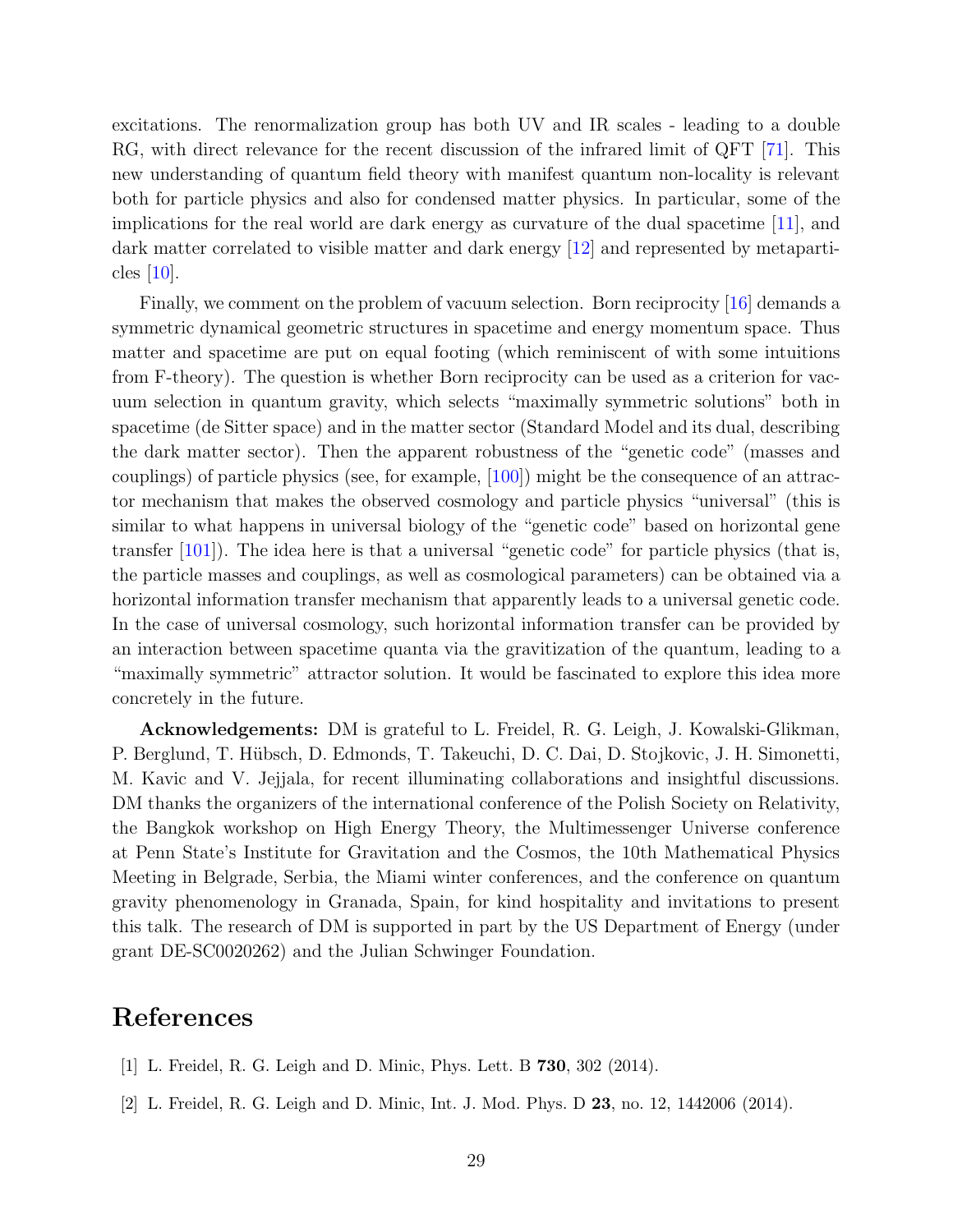excitations. The renormalization group has both UV and IR scales - leading to a double RG, with direct relevance for the recent discussion of the infrared limit of QFT [71]. This new understanding of quantum field theory with manifest quantum non-locality is relevant both for particle physics and also for condensed matter physics. In particular, some of the implications for the real world are dark energy as curvature of the dual spacetime [11], and dark matter correlated to visible matter and dark energy [12] and represented by metaparticles [10].

Finally, we comment on the problem of vacuum selection. Born reciprocity [16] demands a symmetric dynamical geometric structures in spacetime and energy momentum space. Thus matter and spacetime are put on equal footing (which reminiscent of with some intuitions from F-theory). The question is whether Born reciprocity can be used as a criterion for vacuum selection in quantum gravity, which selects "maximally symmetric solutions" both in spacetime (de Sitter space) and in the matter sector (Standard Model and its dual, describing the dark matter sector). Then the apparent robustness of the "genetic code" (masses and couplings) of particle physics (see, for example, [100]) might be the consequence of an attractor mechanism that makes the observed cosmology and particle physics "universal" (this is similar to what happens in universal biology of the "genetic code" based on horizontal gene transfer [101]). The idea here is that a universal "genetic code" for particle physics (that is, the particle masses and couplings, as well as cosmological parameters) can be obtained via a horizontal information transfer mechanism that apparently leads to a universal genetic code. In the case of universal cosmology, such horizontal information transfer can be provided by an interaction between spacetime quanta via the gravitization of the quantum, leading to a "maximally symmetric" attractor solution. It would be fascinated to explore this idea more concretely in the future.

**Acknowledgements:** DM is grateful to L. Freidel, R. G. Leigh, J. Kowalski-Glikman, P. Berglund, T. Hübsch, D. Edmonds, T. Takeuchi, D. C. Dai, D. Stojkovic, J. H. Simonetti, M. Kavic and V. Jejjala, for recent illuminating collaborations and insightful discussions. DM thanks the organizers of the international conference of the Polish Society on Relativity, the Bangkok workshop on High Energy Theory, the Multimessenger Universe conference at Penn State's Institute for Gravitation and the Cosmos, the 10th Mathematical Physics Meeting in Belgrade, Serbia, the Miami winter conferences, and the conference on quantum gravity phenomenology in Granada, Spain, for kind hospitality and invitations to present this talk. The research of DM is supported in part by the US Department of Energy (under grant DE-SC0020262) and the Julian Schwinger Foundation.

# References

[1] L. Freidel, R. G. Leigh and D. Minic, Phys. Lett. B **730**, 302 (2014).

[2] L. Freidel, R. G. Leigh and D. Minic, Int. J. Mod. Phys. D **23**, no. 12, 1442006 (2014).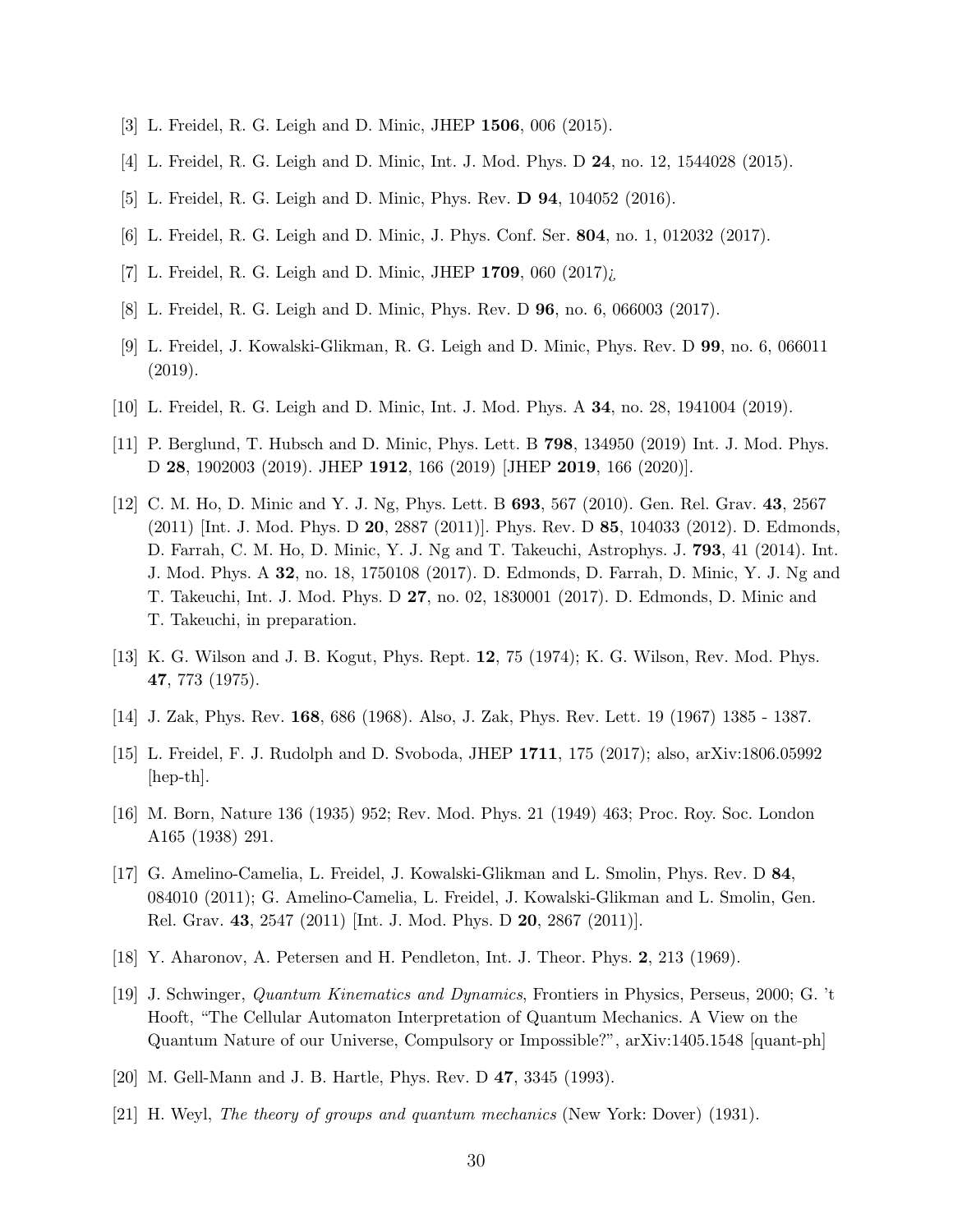[3] L. Freidel, R. G. Leigh and D. Minic, JHEP **1506**, 006 (2015).

[4] L. Freidel, R. G. Leigh and D. Minic, Int. J. Mod. Phys. D **24**, no. 12, 1544028 (2015).

[5] L. Freidel, R. G. Leigh and D. Minic, Phys. Rev. **D 94**, 104052 (2016).

[6] L. Freidel, R. G. Leigh and D. Minic, J. Phys. Conf. Ser. **804**, no. 1, 012032 (2017).

[7] L. Freidel, R. G. Leigh and D. Minic, JHEP **1709**, 060 (2017)¿

[8] L. Freidel, R. G. Leigh and D. Minic, Phys. Rev. D **96**, no. 6, 066003 (2017).

[9] L. Freidel, J. Kowalski-Glikman, R. G. Leigh and D. Minic, Phys. Rev. D **99**, no. 6, 066011 (2019).

[10] L. Freidel, R. G. Leigh and D. Minic, Int. J. Mod. Phys. A **34**, no. 28, 1941004 (2019).

[11] P. Berglund, T. Hubsch and D. Minic, Phys. Lett. B **798**, 134950 (2019) Int. J. Mod. Phys. D **28**, 1902003 (2019). JHEP **1912**, 166 (2019) [JHEP **2019**, 166 (2020)].

[12] C. M. Ho, D. Minic and Y. J. Ng, Phys. Lett. B **693**, 567 (2010). Gen. Rel. Grav. **43**, 2567 (2011) [Int. J. Mod. Phys. D **20**, 2887 (2011)]. Phys. Rev. D **85**, 104033 (2012). D. Edmonds, D. Farrah, C. M. Ho, D. Minic, Y. J. Ng and T. Takeuchi, Astrophys. J. **793**, 41 (2014). Int. J. Mod. Phys. A **32**, no. 18, 1750108 (2017). D. Edmonds, D. Farrah, D. Minic, Y. J. Ng and T. Takeuchi, Int. J. Mod. Phys. D **27**, no. 02, 1830001 (2017). D. Edmonds, D. Minic and T. Takeuchi, in preparation.

[13] K. G. Wilson and J. B. Kogut, Phys. Rept. **12**, 75 (1974); K. G. Wilson, Rev. Mod. Phys. **47**, 773 (1975).

[14] J. Zak, Phys. Rev. **168**, 686 (1968). Also, J. Zak, Phys. Rev. Lett. 19 (1967) 1385 - 1387.

[15] L. Freidel, F. J. Rudolph and D. Svoboda, JHEP **1711**, 175 (2017); also, arXiv:1806.05992 [hep-th].

[16] M. Born, Nature 136 (1935) 952; Rev. Mod. Phys. 21 (1949) 463; Proc. Roy. Soc. London A165 (1938) 291.

[17] G. Amelino-Camelia, L. Freidel, J. Kowalski-Glikman and L. Smolin, Phys. Rev. D **84**, 084010 (2011); G. Amelino-Camelia, L. Freidel, J. Kowalski-Glikman and L. Smolin, Gen. Rel. Grav. **43**, 2547 (2011) [Int. J. Mod. Phys. D **20**, 2867 (2011)].

[18] Y. Aharonov, A. Petersen and H. Pendleton, Int. J. Theor. Phys. **2**, 213 (1969).

[19] J. Schwinger, *Quantum Kinematics and Dynamics*, Frontiers in Physics, Perseus, 2000; G. 't Hooft, "The Cellular Automaton Interpretation of Quantum Mechanics. A View on the Quantum Nature of our Universe, Compulsory or Impossible?", arXiv:1405.1548 [quant-ph]

[20] M. Gell-Mann and J. B. Hartle, Phys. Rev. D **47**, 3345 (1993).

[21] H. Weyl, *The theory of groups and quantum mechanics* (New York: Dover) (1931).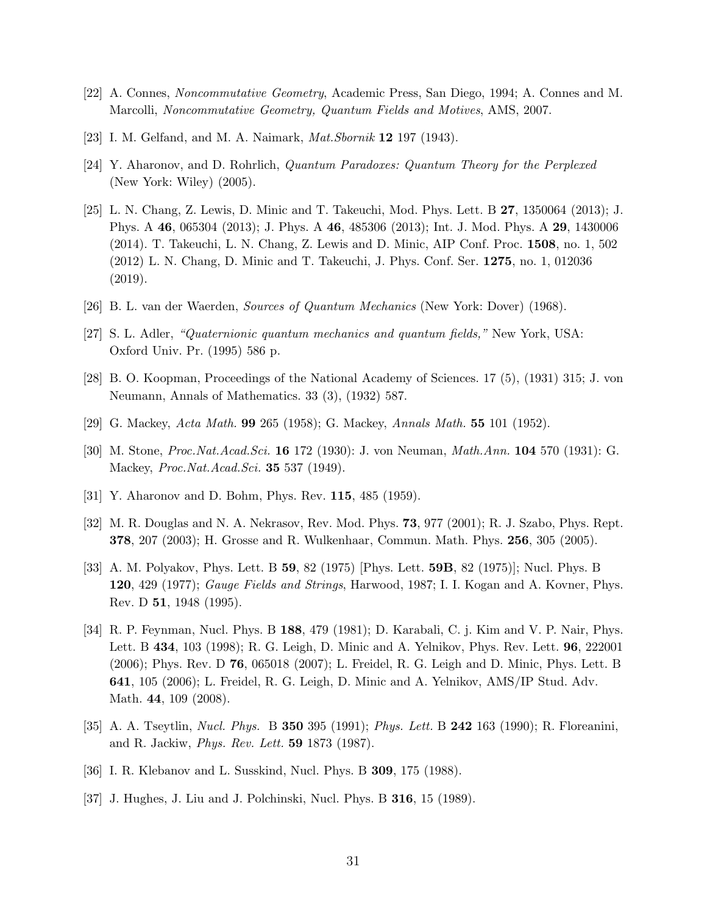[22] A. Connes, *Noncommutative Geometry*, Academic Press, San Diego, 1994; A. Connes and M. Marcolli, *Noncommutative Geometry, Quantum Fields and Motives*, AMS, 2007.

[23] I. M. Gelfand, and M. A. Naimark, *Mat.Sbornik* **12** 197 (1943).

[24] Y. Aharonov, and D. Rohrlich, *Quantum Paradoxes: Quantum Theory for the Perplexed* (New York: Wiley) (2005).

[25] L. N. Chang, Z. Lewis, D. Minic and T. Takeuchi, Mod. Phys. Lett. B **27**, 1350064 (2013); J. Phys. A **46**, 065304 (2013); J. Phys. A **46**, 485306 (2013); Int. J. Mod. Phys. A **29**, 1430006 (2014). T. Takeuchi, L. N. Chang, Z. Lewis and D. Minic, AIP Conf. Proc. **1508**, no. 1, 502 (2012) L. N. Chang, D. Minic and T. Takeuchi, J. Phys. Conf. Ser. **1275**, no. 1, 012036 (2019).

[26] B. L. van der Waerden, *Sources of Quantum Mechanics* (New York: Dover) (1968).

[27] S. L. Adler, *"Quaternionic quantum mechanics and quantum fields,"* New York, USA: Oxford Univ. Pr. (1995) 586 p.

[28] B. O. Koopman, Proceedings of the National Academy of Sciences. 17 (5), (1931) 315; J. von Neumann, Annals of Mathematics. 33 (3), (1932) 587.

[29] G. Mackey, *Acta Math.* **99** 265 (1958); G. Mackey, *Annals Math.* **55** 101 (1952).

[30] M. Stone, *Proc.Nat.Acad.Sci.* **16** 172 (1930): J. von Neuman, *Math.Ann.* **104** 570 (1931): G. Mackey, *Proc.Nat.Acad.Sci.* **35** 537 (1949).

[31] Y. Aharonov and D. Bohm, Phys. Rev. **115**, 485 (1959).

[32] M. R. Douglas and N. A. Nekrasov, Rev. Mod. Phys. **73**, 977 (2001); R. J. Szabo, Phys. Rept. **378**, 207 (2003); H. Grosse and R. Wulkenhaar, Commun. Math. Phys. **256**, 305 (2005).

[33] A. M. Polyakov, Phys. Lett. B **59**, 82 (1975) [Phys. Lett. **59B**, 82 (1975)]; Nucl. Phys. B **120**, 429 (1977); *Gauge Fields and Strings*, Harwood, 1987; I. I. Kogan and A. Kovner, Phys. Rev. D **51**, 1948 (1995).

[34] R. P. Feynman, Nucl. Phys. B **188**, 479 (1981); D. Karabali, C. j. Kim and V. P. Nair, Phys. Lett. B **434**, 103 (1998); R. G. Leigh, D. Minic and A. Yelnikov, Phys. Rev. Lett. **96**, 222001 (2006); Phys. Rev. D **76**, 065018 (2007); L. Freidel, R. G. Leigh and D. Minic, Phys. Lett. B **641**, 105 (2006); L. Freidel, R. G. Leigh, D. Minic and A. Yelnikov, AMS/IP Stud. Adv. Math. **44**, 109 (2008).

[35] A. A. Tseytlin, *Nucl. Phys.* B **350** 395 (1991); *Phys. Lett.* B **242** 163 (1990); R. Floreanini, and R. Jackiw, *Phys. Rev. Lett.* **59** 1873 (1987).

[36] I. R. Klebanov and L. Susskind, Nucl. Phys. B **309**, 175 (1988).

[37] J. Hughes, J. Liu and J. Polchinski, Nucl. Phys. B **316**, 15 (1989).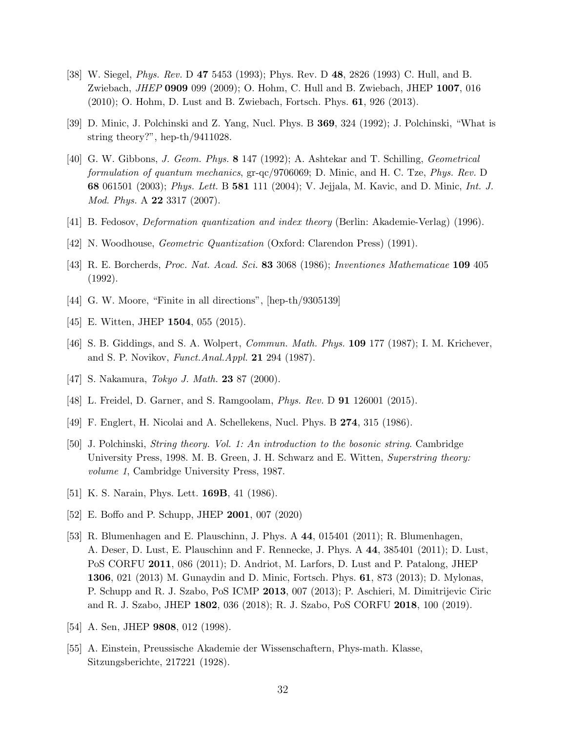[38] W. Siegel, *Phys. Rev.* D **47** 5453 (1993); Phys. Rev. D **48**, 2826 (1993) C. Hull, and B. Zwiebach, *JHEP* **0909** 099 (2009); O. Hohm, C. Hull and B. Zwiebach, JHEP **1007**, 016 (2010); O. Hohm, D. Lust and B. Zwiebach, Fortsch. Phys. **61**, 926 (2013).

[39] D. Minic, J. Polchinski and Z. Yang, Nucl. Phys. B **369**, 324 (1992); J. Polchinski, "What is string theory?", hep-th/9411028.

[40] G. W. Gibbons, *J. Geom. Phys.* **8** 147 (1992); A. Ashtekar and T. Schilling, *Geometrical formulation of quantum mechanics*, gr-qc/9706069; D. Minic, and H. C. Tze, *Phys. Rev.* D **68** 061501 (2003); *Phys. Lett.* B **581** 111 (2004); V. Jejjala, M. Kavic, and D. Minic, *Int. J. Mod. Phys.* A **22** 3317 (2007).

[41] B. Fedosov, *Deformation quantization and index theory* (Berlin: Akademie-Verlag) (1996).

[42] N. Woodhouse, *Geometric Quantization* (Oxford: Clarendon Press) (1991).

[43] R. E. Borcherds, *Proc. Nat. Acad. Sci.* **83** 3068 (1986); *Inventiones Mathematicae* **109** 405 (1992).

[44] G. W. Moore, "Finite in all directions", [hep-th/9305139]

[45] E. Witten, JHEP **1504**, 055 (2015).

[46] S. B. Giddings, and S. A. Wolpert, *Commun. Math. Phys.* **109** 177 (1987); I. M. Krichever, and S. P. Novikov, *Funct.Anal.Appl.* **21** 294 (1987).

[47] S. Nakamura, *Tokyo J. Math.* **23** 87 (2000).

[48] L. Freidel, D. Garner, and S. Ramgoolam, *Phys. Rev.* D **91** 126001 (2015).

[49] F. Englert, H. Nicolai and A. Schellekens, Nucl. Phys. B **274**, 315 (1986).

[50] J. Polchinski, *String theory. Vol. 1: An introduction to the bosonic string*. Cambridge University Press, 1998. M. B. Green, J. H. Schwarz and E. Witten, *Superstring theory: volume 1*, Cambridge University Press, 1987.

[51] K. S. Narain, Phys. Lett. **169B**, 41 (1986).

[52] E. Boffo and P. Schupp, JHEP **2001**, 007 (2020)

[53] R. Blumenhagen and E. Plauschinn, J. Phys. A **44**, 015401 (2011); R. Blumenhagen, A. Deser, D. Lust, E. Plauschinn and F. Rennecke, J. Phys. A **44**, 385401 (2011); D. Lust, PoS CORFU **2011**, 086 (2011); D. Andriot, M. Larfors, D. Lust and P. Patalong, JHEP **1306**, 021 (2013) M. Gunaydin and D. Minic, Fortsch. Phys. **61**, 873 (2013); D. Mylonas, P. Schupp and R. J. Szabo, PoS ICMP **2013**, 007 (2013); P. Aschieri, M. Dimitrijevic Ciric and R. J. Szabo, JHEP **1802**, 036 (2018); R. J. Szabo, PoS CORFU **2018**, 100 (2019).

[54] A. Sen, JHEP **9808**, 012 (1998).

[55] A. Einstein, Preussische Akademie der Wissenschaftern, Phys-math. Klasse, Sitzungsberichte, 217221 (1928).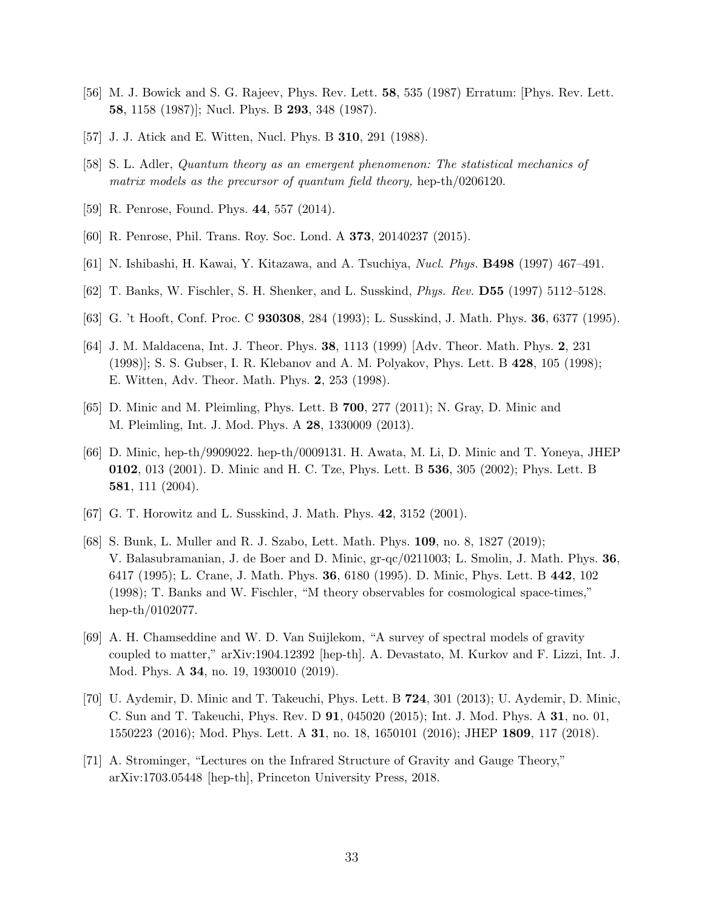[56] M. J. Bowick and S. G. Rajeev, Phys. Rev. Lett. **58**, 535 (1987) Erratum: [Phys. Rev. Lett. **58**, 1158 (1987)]; Nucl. Phys. B **293**, 348 (1987).

[57] J. J. Atick and E. Witten, Nucl. Phys. B **310**, 291 (1988).

[58] S. L. Adler, *Quantum theory as an emergent phenomenon: The statistical mechanics of matrix models as the precursor of quantum field theory,* hep-th/0206120.

[59] R. Penrose, Found. Phys. **44**, 557 (2014).

[60] R. Penrose, Phil. Trans. Roy. Soc. Lond. A **373**, 20140237 (2015).

[61] N. Ishibashi, H. Kawai, Y. Kitazawa, and A. Tsuchiya, *Nucl. Phys.* **B498** (1997) 467–491.

[62] T. Banks, W. Fischler, S. H. Shenker, and L. Susskind, *Phys. Rev.* **D55** (1997) 5112–5128.

[63] G. 't Hooft, Conf. Proc. C **930308**, 284 (1993); L. Susskind, J. Math. Phys. **36**, 6377 (1995).

[64] J. M. Maldacena, Int. J. Theor. Phys. **38**, 1113 (1999) [Adv. Theor. Math. Phys. **2**, 231 (1998)]; S. S. Gubser, I. R. Klebanov and A. M. Polyakov, Phys. Lett. B **428**, 105 (1998); E. Witten, Adv. Theor. Math. Phys. **2**, 253 (1998).

[65] D. Minic and M. Pleimling, Phys. Lett. B **700**, 277 (2011); N. Gray, D. Minic and M. Pleimling, Int. J. Mod. Phys. A **28**, 1330009 (2013).

[66] D. Minic, hep-th/9909022. hep-th/0009131. H. Awata, M. Li, D. Minic and T. Yoneya, JHEP **0102**, 013 (2001). D. Minic and H. C. Tze, Phys. Lett. B **536**, 305 (2002); Phys. Lett. B **581**, 111 (2004).

[67] G. T. Horowitz and L. Susskind, J. Math. Phys. **42**, 3152 (2001).

[68] S. Bunk, L. Muller and R. J. Szabo, Lett. Math. Phys. **109**, no. 8, 1827 (2019); V. Balasubramanian, J. de Boer and D. Minic, gr-qc/0211003; L. Smolin, J. Math. Phys. **36**, 6417 (1995); L. Crane, J. Math. Phys. **36**, 6180 (1995). D. Minic, Phys. Lett. B **442**, 102 (1998); T. Banks and W. Fischler, "M theory observables for cosmological space-times," hep-th/0102077.

[69] A. H. Chamseddine and W. D. Van Suijlekom, "A survey of spectral models of gravity coupled to matter," arXiv:1904.12392 [hep-th]. A. Devastato, M. Kurkov and F. Lizzi, Int. J. Mod. Phys. A **34**, no. 19, 1930010 (2019).

[70] U. Aydemir, D. Minic and T. Takeuchi, Phys. Lett. B **724**, 301 (2013); U. Aydemir, D. Minic, C. Sun and T. Takeuchi, Phys. Rev. D **91**, 045020 (2015); Int. J. Mod. Phys. A **31**, no. 01, 1550223 (2016); Mod. Phys. Lett. A **31**, no. 18, 1650101 (2016); JHEP **1809**, 117 (2018).

[71] A. Strominger, "Lectures on the Infrared Structure of Gravity and Gauge Theory," arXiv:1703.05448 [hep-th], Princeton University Press, 2018.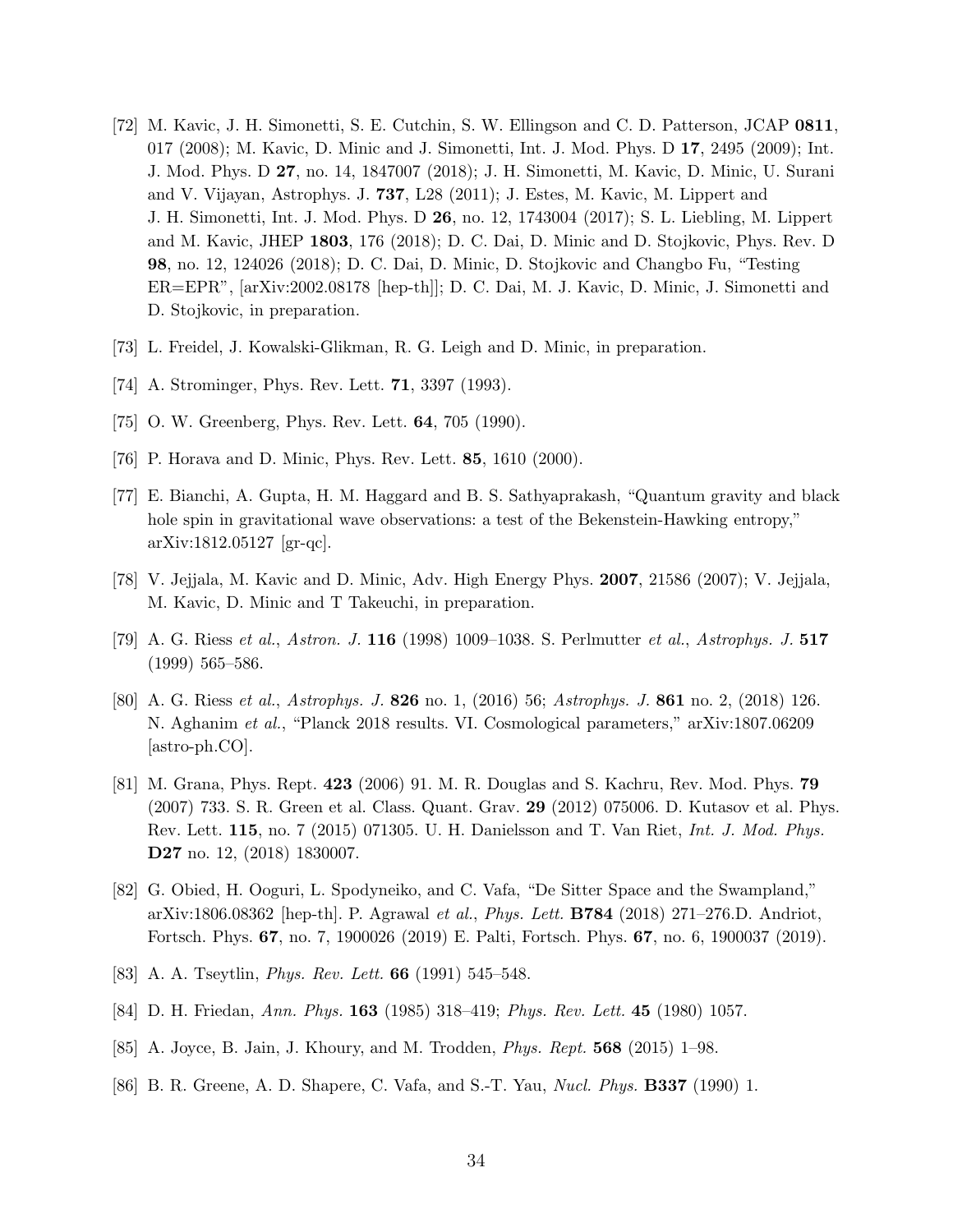[72] M. Kavic, J. H. Simonetti, S. E. Cutchin, S. W. Ellingson and C. D. Patterson, JCAP **0811**, 017 (2008); M. Kavic, D. Minic and J. Simonetti, Int. J. Mod. Phys. D **17**, 2495 (2009); Int. J. Mod. Phys. D **27**, no. 14, 1847007 (2018); J. H. Simonetti, M. Kavic, D. Minic, U. Surani and V. Vijayan, Astrophys. J. **737**, L28 (2011); J. Estes, M. Kavic, M. Lippert and J. H. Simonetti, Int. J. Mod. Phys. D **26**, no. 12, 1743004 (2017); S. L. Liebling, M. Lippert and M. Kavic, JHEP **1803**, 176 (2018); D. C. Dai, D. Minic and D. Stojkovic, Phys. Rev. D **98**, no. 12, 124026 (2018); D. C. Dai, D. Minic, D. Stojkovic and Changbo Fu, "Testing ER=EPR", [arXiv:2002.08178 [hep-th]]; D. C. Dai, M. J. Kavic, D. Minic, J. Simonetti and D. Stojkovic, in preparation.

[73] L. Freidel, J. Kowalski-Glikman, R. G. Leigh and D. Minic, in preparation.

[74] A. Strominger, Phys. Rev. Lett. **71**, 3397 (1993).

[75] O. W. Greenberg, Phys. Rev. Lett. **64**, 705 (1990).

[76] P. Horava and D. Minic, Phys. Rev. Lett. **85**, 1610 (2000).

[77] E. Bianchi, A. Gupta, H. M. Haggard and B. S. Sathyaprakash, "Quantum gravity and black hole spin in gravitational wave observations: a test of the Bekenstein-Hawking entropy," arXiv:1812.05127 [gr-qc].

[78] V. Jejjala, M. Kavic and D. Minic, Adv. High Energy Phys. **2007**, 21586 (2007); V. Jejjala, M. Kavic, D. Minic and T Takeuchi, in preparation.

[79] A. G. Riess *et al.*, *Astron. J.* **116** (1998) 1009–1038. S. Perlmutter *et al.*, *Astrophys. J.* **517** (1999) 565–586.

[80] A. G. Riess *et al.*, *Astrophys. J.* **826** no. 1, (2016) 56; *Astrophys. J.* **861** no. 2, (2018) 126. N. Aghanim *et al.*, "Planck 2018 results. VI. Cosmological parameters," arXiv:1807.06209 [astro-ph.CO].

[81] M. Grana, Phys. Rept. **423** (2006) 91. M. R. Douglas and S. Kachru, Rev. Mod. Phys. **79** (2007) 733. S. R. Green et al. Class. Quant. Grav. **29** (2012) 075006. D. Kutasov et al. Phys. Rev. Lett. **115**, no. 7 (2015) 071305. U. H. Danielsson and T. Van Riet, *Int. J. Mod. Phys.* **D27** no. 12, (2018) 1830007.

[82] G. Obied, H. Ooguri, L. Spodyneiko, and C. Vafa, "De Sitter Space and the Swampland," arXiv:1806.08362 [hep-th]. P. Agrawal *et al.*, *Phys. Lett.* **B784** (2018) 271–276.D. Andriot, Fortsch. Phys. **67**, no. 7, 1900026 (2019) E. Palti, Fortsch. Phys. **67**, no. 6, 1900037 (2019).

[83] A. A. Tseytlin, *Phys. Rev. Lett.* **66** (1991) 545–548.

[84] D. H. Friedan, *Ann. Phys.* **163** (1985) 318–419; *Phys. Rev. Lett.* **45** (1980) 1057.

[85] A. Joyce, B. Jain, J. Khoury, and M. Trodden, *Phys. Rept.* **568** (2015) 1–98.

[86] B. R. Greene, A. D. Shapere, C. Vafa, and S.-T. Yau, *Nucl. Phys.* **B337** (1990) 1.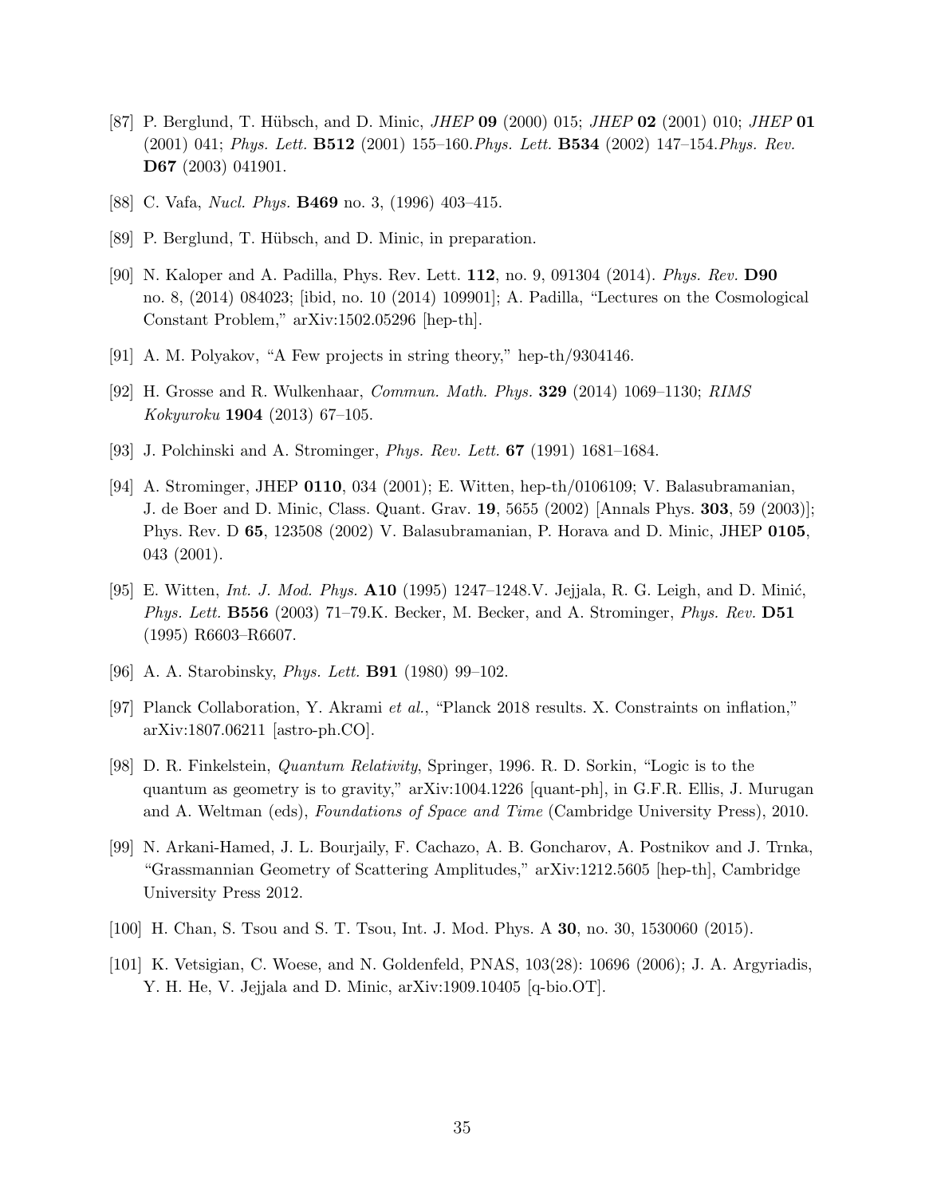[87] P. Berglund, T. Hübsch, and D. Minic, *JHEP* **09** (2000) 015; *JHEP* **02** (2001) 010; *JHEP* **01** (2001) 041; *Phys. Lett.* **B512** (2001) 155–160.*Phys. Lett.* **B534** (2002) 147–154.*Phys. Rev.* **D67** (2003) 041901.

[88] C. Vafa, *Nucl. Phys.* **B469** no. 3, (1996) 403–415.

[89] P. Berglund, T. Hübsch, and D. Minic, in preparation.

[90] N. Kaloper and A. Padilla, Phys. Rev. Lett. **112**, no. 9, 091304 (2014). *Phys. Rev.* **D90** no. 8, (2014) 084023; [ibid, no. 10 (2014) 109901]; A. Padilla, "Lectures on the Cosmological Constant Problem," arXiv:1502.05296 [hep-th].

[91] A. M. Polyakov, "A Few projects in string theory," hep-th/9304146.

[92] H. Grosse and R. Wulkenhaar, *Commun. Math. Phys.* **329** (2014) 1069–1130; *RIMS Kokyuroku* **1904** (2013) 67–105.

[93] J. Polchinski and A. Strominger, *Phys. Rev. Lett.* **67** (1991) 1681–1684.

[94] A. Strominger, JHEP **0110**, 034 (2001); E. Witten, hep-th/0106109; V. Balasubramanian, J. de Boer and D. Minic, Class. Quant. Grav. **19**, 5655 (2002) [Annals Phys. **303**, 59 (2003)]; Phys. Rev. D **65**, 123508 (2002) V. Balasubramanian, P. Horava and D. Minic, JHEP **0105**, 043 (2001).

[95] E. Witten, *Int. J. Mod. Phys.* **A10** (1995) 1247–1248.V. Jejjala, R. G. Leigh, and D. Minić, *Phys. Lett.* **B556** (2003) 71–79.K. Becker, M. Becker, and A. Strominger, *Phys. Rev.* **D51** (1995) R6603–R6607.

[96] A. A. Starobinsky, *Phys. Lett.* **B91** (1980) 99–102.

[97] Planck Collaboration, Y. Akrami *et al.*, "Planck 2018 results. X. Constraints on inflation," arXiv:1807.06211 [astro-ph.CO].

[98] D. R. Finkelstein, *Quantum Relativity*, Springer, 1996. R. D. Sorkin, "Logic is to the quantum as geometry is to gravity," arXiv:1004.1226 [quant-ph], in G.F.R. Ellis, J. Murugan and A. Weltman (eds), *Foundations of Space and Time* (Cambridge University Press), 2010.

[99] N. Arkani-Hamed, J. L. Bourjaily, F. Cachazo, A. B. Goncharov, A. Postnikov and J. Trnka, "Grassmannian Geometry of Scattering Amplitudes," arXiv:1212.5605 [hep-th], Cambridge University Press 2012.

[100] H. Chan, S. Tsou and S. T. Tsou, Int. J. Mod. Phys. A **30**, no. 30, 1530060 (2015).

[101] K. Vetsigian, C. Woese, and N. Goldenfeld, PNAS, 103(28): 10696 (2006); J. A. Argyriadis, Y. H. He, V. Jejjala and D. Minic, arXiv:1909.10405 [q-bio.OT].